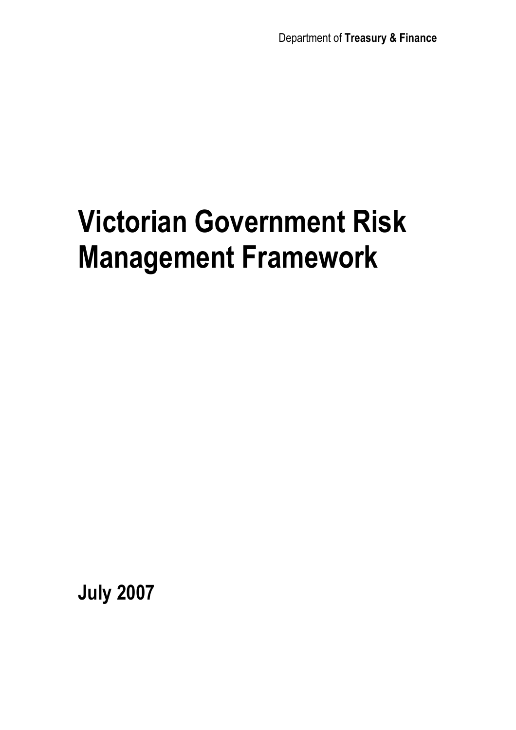Department of **Treasury & Finance**

# Victorian Government Risk Management Framework

**July 2007**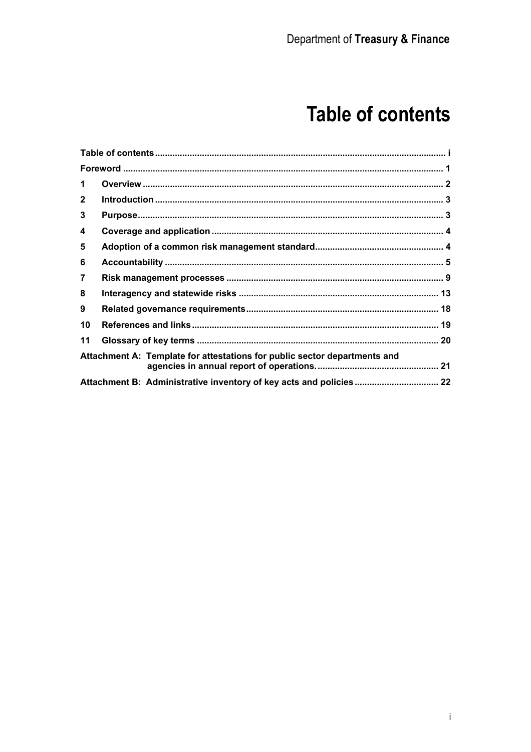# Table of contents

| | | |
|---|---|---|
| **Table of contents** | | **i** |
| **Foreword** | | **1** |
| **1** | **Overview** | **2** |
| **2** | **Introduction** | **3** |
| **3** | **Purpose** | **3** |
| **4** | **Coverage and application** | **4** |
| **5** | **Adoption of a common risk management standard** | **4** |
| **6** | **Accountability** | **5** |
| **7** | **Risk management processes** | **9** |
| **8** | **Interagency and statewide risks** | **13** |
| **9** | **Related governance requirements** | **18** |
| **10** | **References and links** | **19** |
| **11** | **Glossary of key terms** | **20** |
| **Attachment A:** | **Template for attestations for public sector departments and agencies in annual report of operations.** | **21** |
| **Attachment B:** | **Administrative inventory of key acts and policies** | **22** |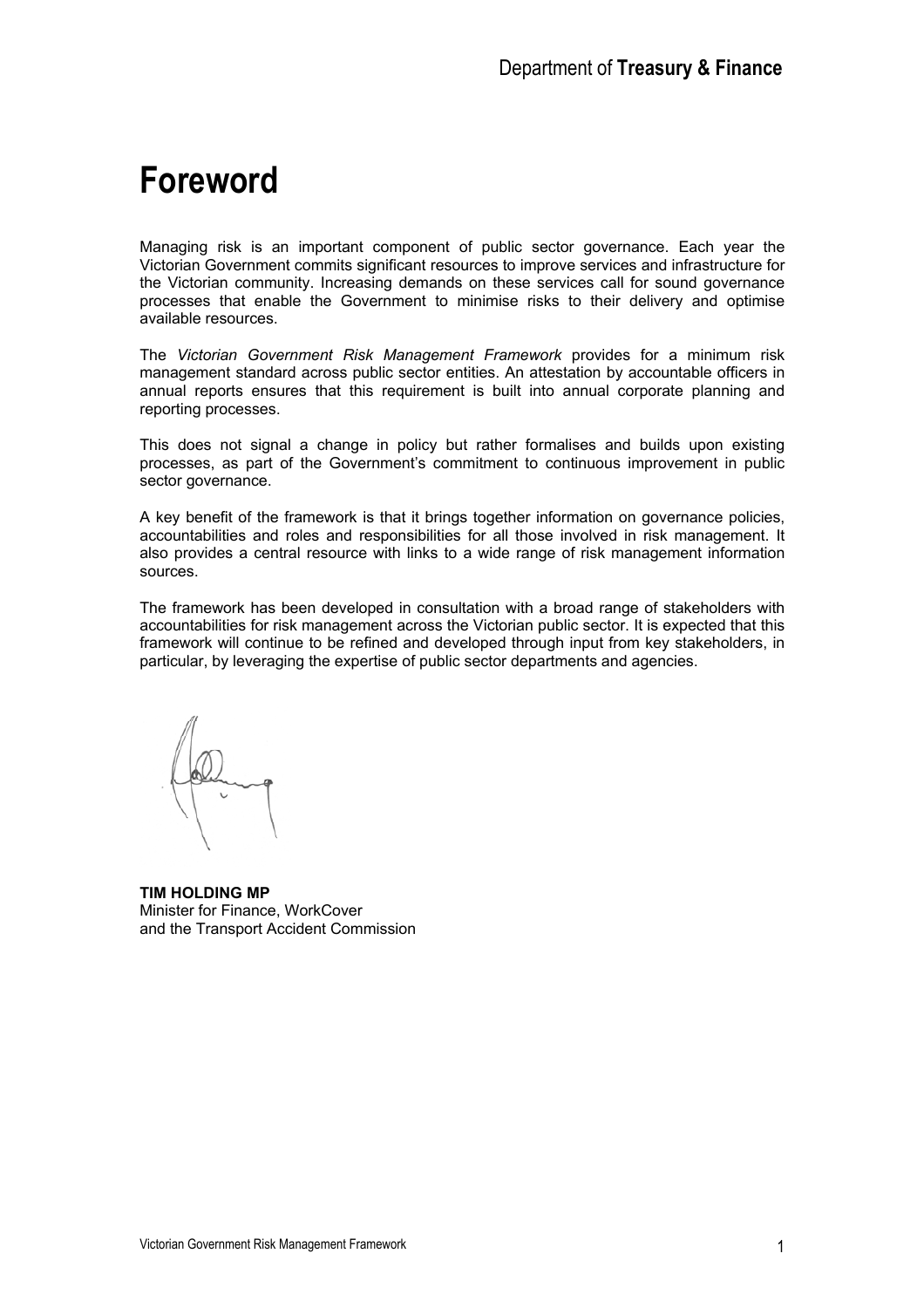# Foreword

Managing risk is an important component of public sector governance. Each year the Victorian Government commits significant resources to improve services and infrastructure for the Victorian community. Increasing demands on these services call for sound governance processes that enable the Government to minimise risks to their delivery and optimise available resources.

The *Victorian Government Risk Management Framework* provides for a minimum risk management standard across public sector entities. An attestation by accountable officers in annual reports ensures that this requirement is built into annual corporate planning and reporting processes.

This does not signal a change in policy but rather formalises and builds upon existing processes, as part of the Government's commitment to continuous improvement in public sector governance.

A key benefit of the framework is that it brings together information on governance policies, accountabilities and roles and responsibilities for all those involved in risk management. It also provides a central resource with links to a wide range of risk management information sources.

The framework has been developed in consultation with a broad range of stakeholders with accountabilities for risk management across the Victorian public sector. It is expected that this framework will continue to be refined and developed through input from key stakeholders, in particular, by leveraging the expertise of public sector departments and agencies.

**TIM HOLDING MP**
Minister for Finance, WorkCover
and the Transport Accident Commission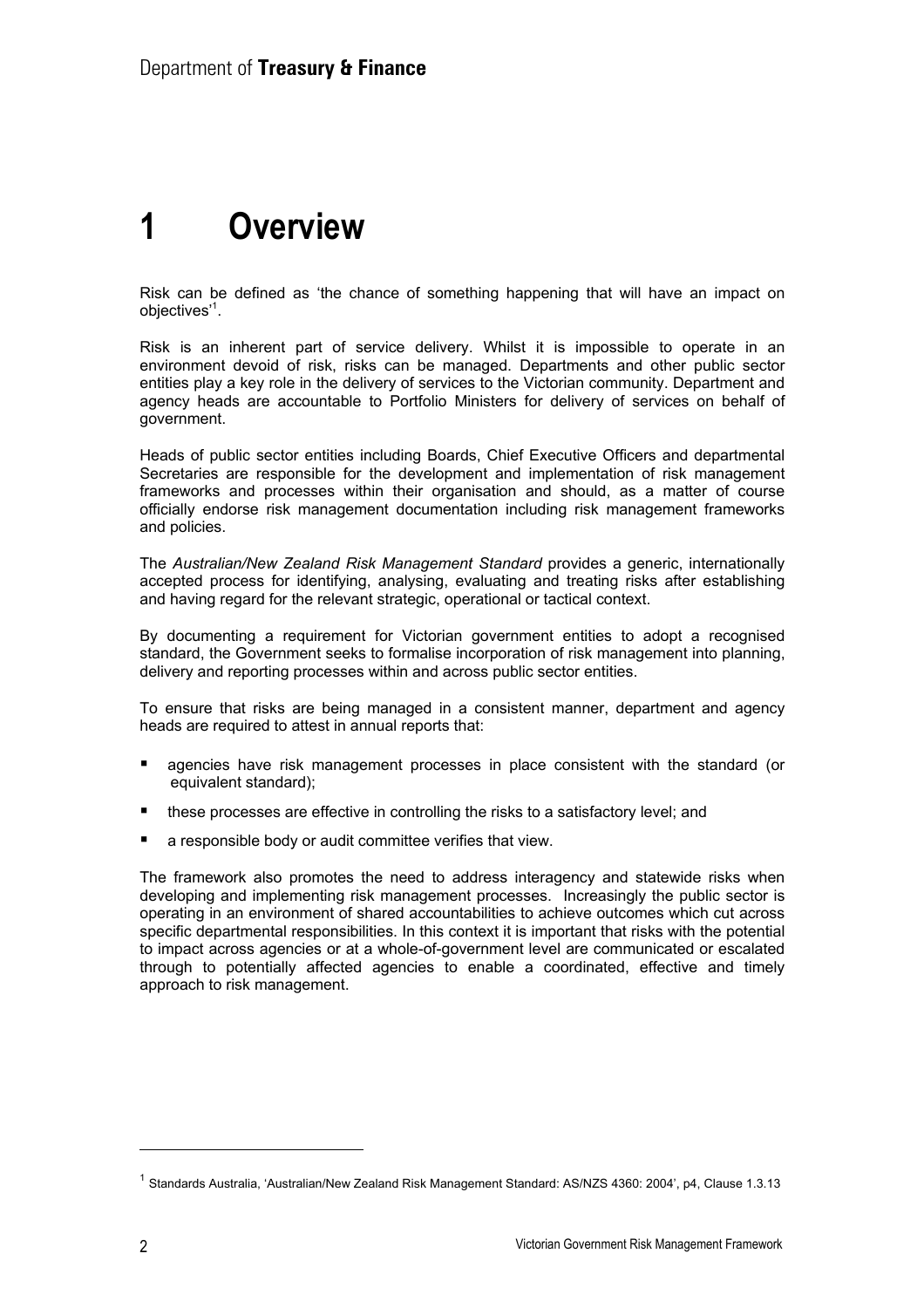# 1 Overview

Risk can be defined as 'the chance of something happening that will have an impact on objectives'[1].

Risk is an inherent part of service delivery. Whilst it is impossible to operate in an environment devoid of risk, risks can be managed. Departments and other public sector entities play a key role in the delivery of services to the Victorian community. Department and agency heads are accountable to Portfolio Ministers for delivery of services on behalf of government.

Heads of public sector entities including Boards, Chief Executive Officers and departmental Secretaries are responsible for the development and implementation of risk management frameworks and processes within their organisation and should, as a matter of course officially endorse risk management documentation including risk management frameworks and policies.

The *Australian/New Zealand Risk Management Standard* provides a generic, internationally accepted process for identifying, analysing, evaluating and treating risks after establishing and having regard for the relevant strategic, operational or tactical context.

By documenting a requirement for Victorian government entities to adopt a recognised standard, the Government seeks to formalise incorporation of risk management into planning, delivery and reporting processes within and across public sector entities.

To ensure that risks are being managed in a consistent manner, department and agency heads are required to attest in annual reports that:

- agencies have risk management processes in place consistent with the standard (or equivalent standard);
- these processes are effective in controlling the risks to a satisfactory level; and
- a responsible body or audit committee verifies that view.

The framework also promotes the need to address interagency and statewide risks when developing and implementing risk management processes. Increasingly the public sector is operating in an environment of shared accountabilities to achieve outcomes which cut across specific departmental responsibilities. In this context it is important that risks with the potential to impact across agencies or at a whole-of-government level are communicated or escalated through to potentially affected agencies to enable a coordinated, effective and timely approach to risk management.

---

[1] Standards Australia, 'Australian/New Zealand Risk Management Standard: AS/NZS 4360: 2004', p4, Clause 1.3.13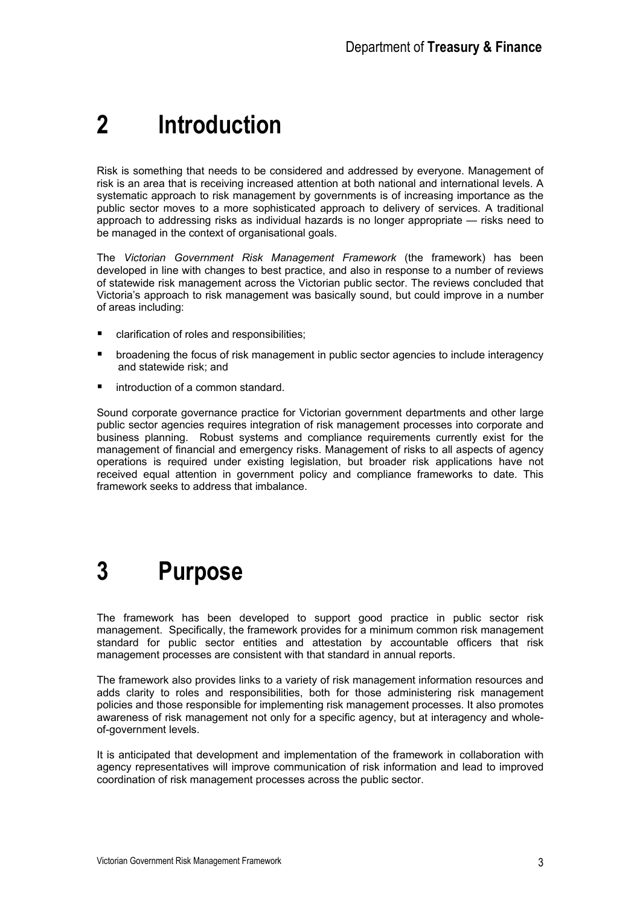# 2 Introduction

Risk is something that needs to be considered and addressed by everyone. Management of risk is an area that is receiving increased attention at both national and international levels. A systematic approach to risk management by governments is of increasing importance as the public sector moves to a more sophisticated approach to delivery of services. A traditional approach to addressing risks as individual hazards is no longer appropriate — risks need to be managed in the context of organisational goals.

The *Victorian Government Risk Management Framework* (the framework) has been developed in line with changes to best practice, and also in response to a number of reviews of statewide risk management across the Victorian public sector. The reviews concluded that Victoria's approach to risk management was basically sound, but could improve in a number of areas including:

- clarification of roles and responsibilities;
- broadening the focus of risk management in public sector agencies to include interagency and statewide risk; and
- introduction of a common standard.

Sound corporate governance practice for Victorian government departments and other large public sector agencies requires integration of risk management processes into corporate and business planning. Robust systems and compliance requirements currently exist for the management of financial and emergency risks. Management of risks to all aspects of agency operations is required under existing legislation, but broader risk applications have not received equal attention in government policy and compliance frameworks to date. This framework seeks to address that imbalance.

# 3 Purpose

The framework has been developed to support good practice in public sector risk management. Specifically, the framework provides for a minimum common risk management standard for public sector entities and attestation by accountable officers that risk management processes are consistent with that standard in annual reports.

The framework also provides links to a variety of risk management information resources and adds clarity to roles and responsibilities, both for those administering risk management policies and those responsible for implementing risk management processes. It also promotes awareness of risk management not only for a specific agency, but at interagency and whole-of-government levels.

It is anticipated that development and implementation of the framework in collaboration with agency representatives will improve communication of risk information and lead to improved coordination of risk management processes across the public sector.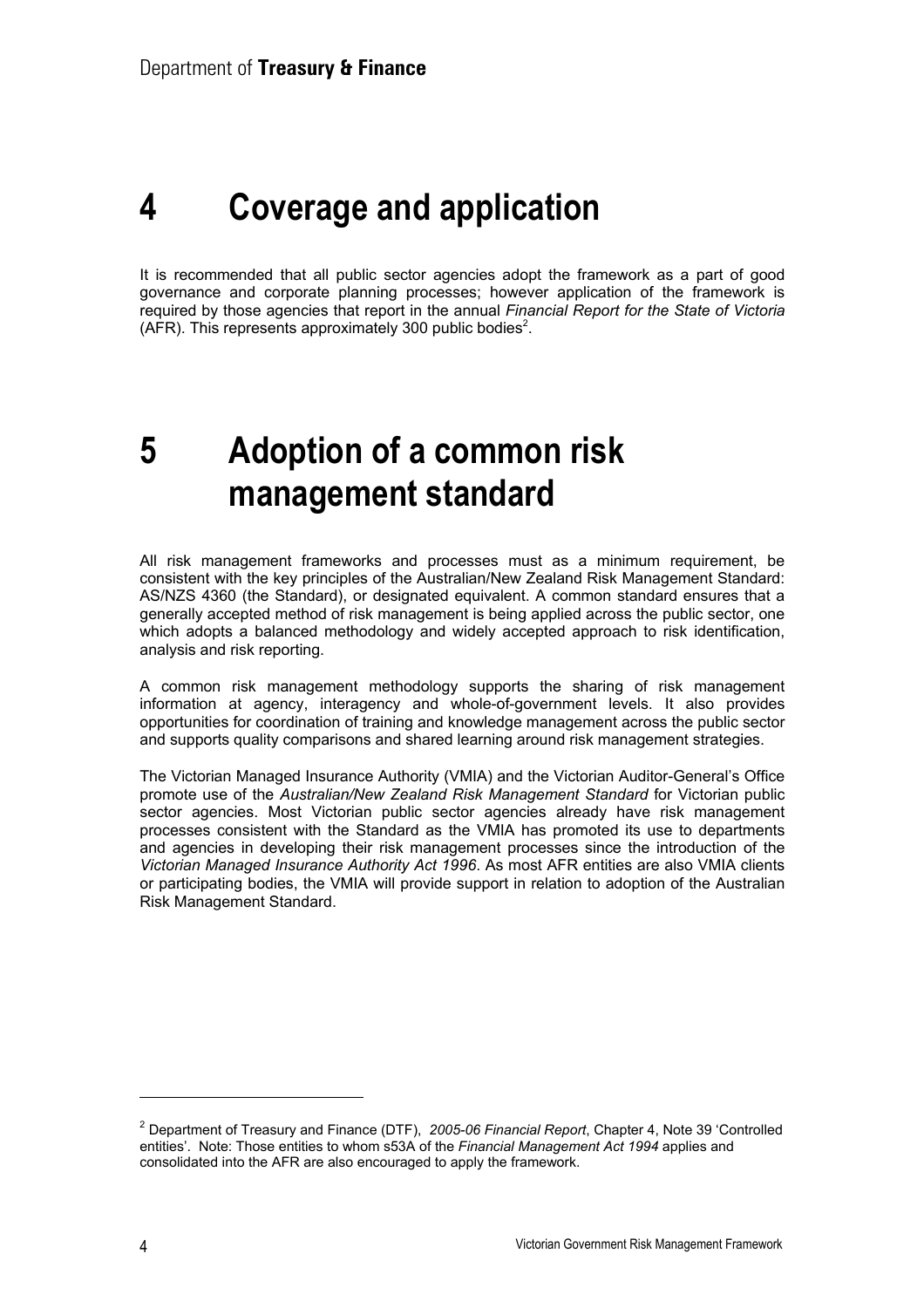# 4 Coverage and application

It is recommended that all public sector agencies adopt the framework as a part of good governance and corporate planning processes; however application of the framework is required by those agencies that report in the annual *Financial Report for the State of Victoria* (AFR). This represents approximately 300 public bodies[2].

# 5 Adoption of a common risk management standard

All risk management frameworks and processes must as a minimum requirement, be consistent with the key principles of the Australian/New Zealand Risk Management Standard: AS/NZS 4360 (the Standard), or designated equivalent. A common standard ensures that a generally accepted method of risk management is being applied across the public sector, one which adopts a balanced methodology and widely accepted approach to risk identification, analysis and risk reporting.

A common risk management methodology supports the sharing of risk management information at agency, interagency and whole-of-government levels. It also provides opportunities for coordination of training and knowledge management across the public sector and supports quality comparisons and shared learning around risk management strategies.

The Victorian Managed Insurance Authority (VMIA) and the Victorian Auditor-General's Office promote use of the *Australian/New Zealand Risk Management Standard* for Victorian public sector agencies. Most Victorian public sector agencies already have risk management processes consistent with the Standard as the VMIA has promoted its use to departments and agencies in developing their risk management processes since the introduction of the *Victorian Managed Insurance Authority Act 1996*. As most AFR entities are also VMIA clients or participating bodies, the VMIA will provide support in relation to adoption of the Australian Risk Management Standard.

---

[2] Department of Treasury and Finance (DTF), *2005-06 Financial Report*, Chapter 4, Note 39 'Controlled entities'. Note: Those entities to whom s53A of the *Financial Management Act 1994* applies and consolidated into the AFR are also encouraged to apply the framework.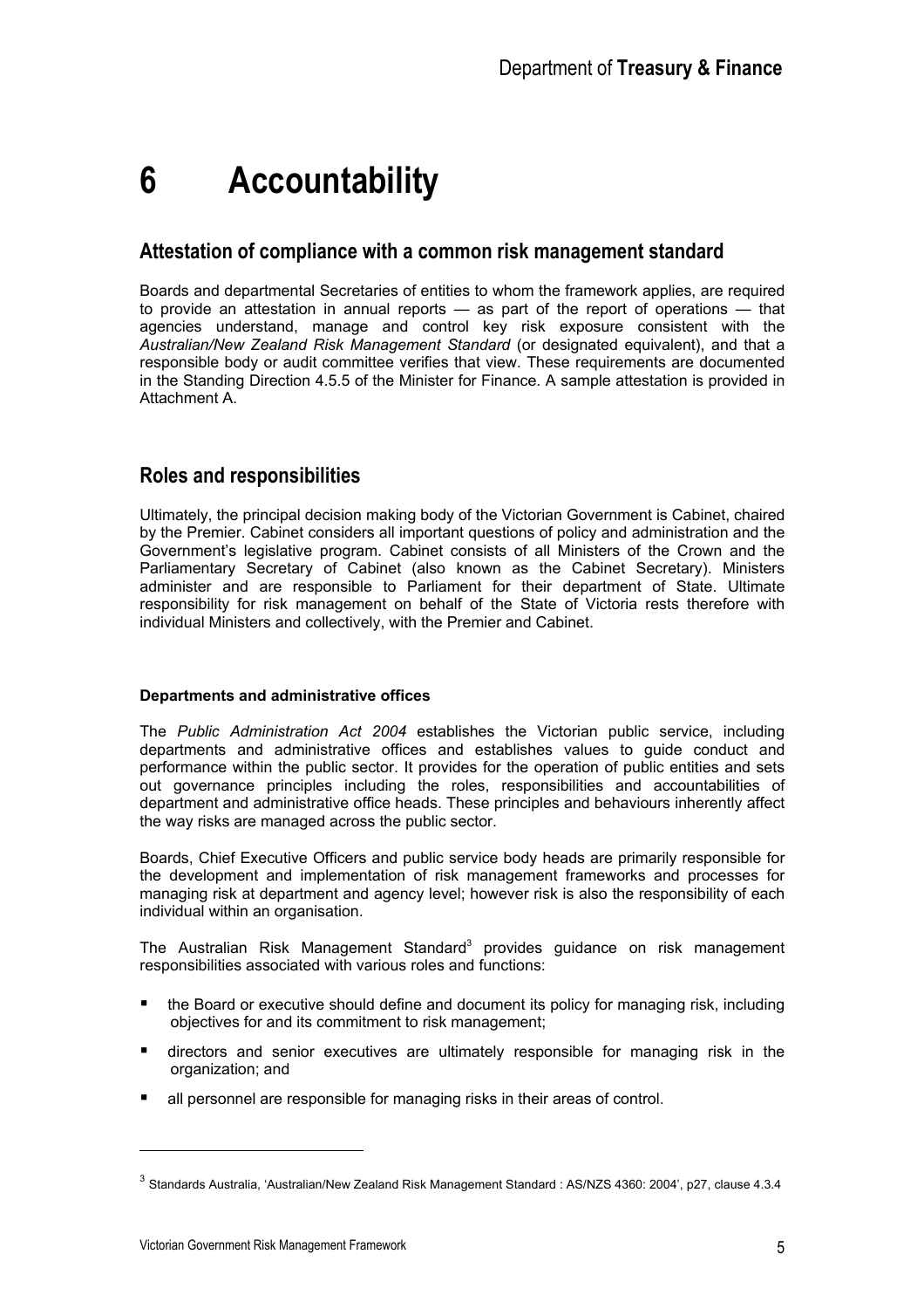# 6 Accountability

## Attestation of compliance with a common risk management standard

Boards and departmental Secretaries of entities to whom the framework applies, are required to provide an attestation in annual reports — as part of the report of operations — that agencies understand, manage and control key risk exposure consistent with the *Australian/New Zealand Risk Management Standard* (or designated equivalent), and that a responsible body or audit committee verifies that view. These requirements are documented in the Standing Direction 4.5.5 of the Minister for Finance. A sample attestation is provided in Attachment A.

## Roles and responsibilities

Ultimately, the principal decision making body of the Victorian Government is Cabinet, chaired by the Premier. Cabinet considers all important questions of policy and administration and the Government's legislative program. Cabinet consists of all Ministers of the Crown and the Parliamentary Secretary of Cabinet (also known as the Cabinet Secretary). Ministers administer and are responsible to Parliament for their department of State. Ultimate responsibility for risk management on behalf of the State of Victoria rests therefore with individual Ministers and collectively, with the Premier and Cabinet.

**Departments and administrative offices**

The *Public Administration Act 2004* establishes the Victorian public service, including departments and administrative offices and establishes values to guide conduct and performance within the public sector. It provides for the operation of public entities and sets out governance principles including the roles, responsibilities and accountabilities of department and administrative office heads. These principles and behaviours inherently affect the way risks are managed across the public sector.

Boards, Chief Executive Officers and public service body heads are primarily responsible for the development and implementation of risk management frameworks and processes for managing risk at department and agency level; however risk is also the responsibility of each individual within an organisation.

The Australian Risk Management Standard[3] provides guidance on risk management responsibilities associated with various roles and functions:

- the Board or executive should define and document its policy for managing risk, including objectives for and its commitment to risk management;
- directors and senior executives are ultimately responsible for managing risk in the organization; and
- all personnel are responsible for managing risks in their areas of control.

[3] Standards Australia, 'Australian/New Zealand Risk Management Standard : AS/NZS 4360: 2004', p27, clause 4.3.4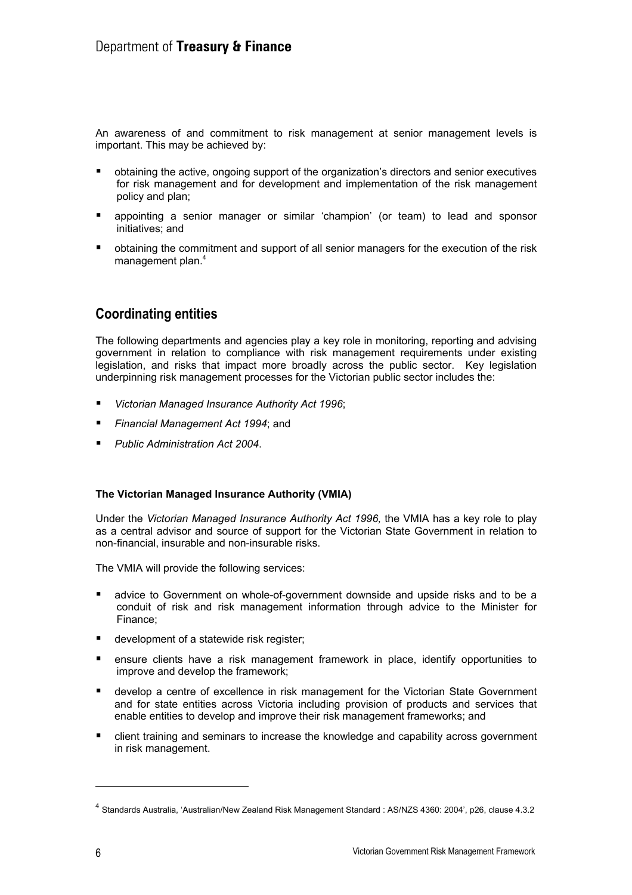An awareness of and commitment to risk management at senior management levels is important. This may be achieved by:

- obtaining the active, ongoing support of the organization's directors and senior executives for risk management and for development and implementation of the risk management policy and plan;
- appointing a senior manager or similar 'champion' (or team) to lead and sponsor initiatives; and
- obtaining the commitment and support of all senior managers for the execution of the risk management plan.[4]

## Coordinating entities

The following departments and agencies play a key role in monitoring, reporting and advising government in relation to compliance with risk management requirements under existing legislation, and risks that impact more broadly across the public sector. Key legislation underpinning risk management processes for the Victorian public sector includes the:

- *Victorian Managed Insurance Authority Act 1996*;
- *Financial Management Act 1994*; and
- *Public Administration Act 2004*.

**The Victorian Managed Insurance Authority (VMIA)**

Under the *Victorian Managed Insurance Authority Act 1996,* the VMIA has a key role to play as a central advisor and source of support for the Victorian State Government in relation to non-financial, insurable and non-insurable risks.

The VMIA will provide the following services:

- advice to Government on whole-of-government downside and upside risks and to be a conduit of risk and risk management information through advice to the Minister for Finance;
- development of a statewide risk register;
- ensure clients have a risk management framework in place, identify opportunities to improve and develop the framework;
- develop a centre of excellence in risk management for the Victorian State Government and for state entities across Victoria including provision of products and services that enable entities to develop and improve their risk management frameworks; and
- client training and seminars to increase the knowledge and capability across government in risk management.

[4] Standards Australia, 'Australian/New Zealand Risk Management Standard : AS/NZS 4360: 2004', p26, clause 4.3.2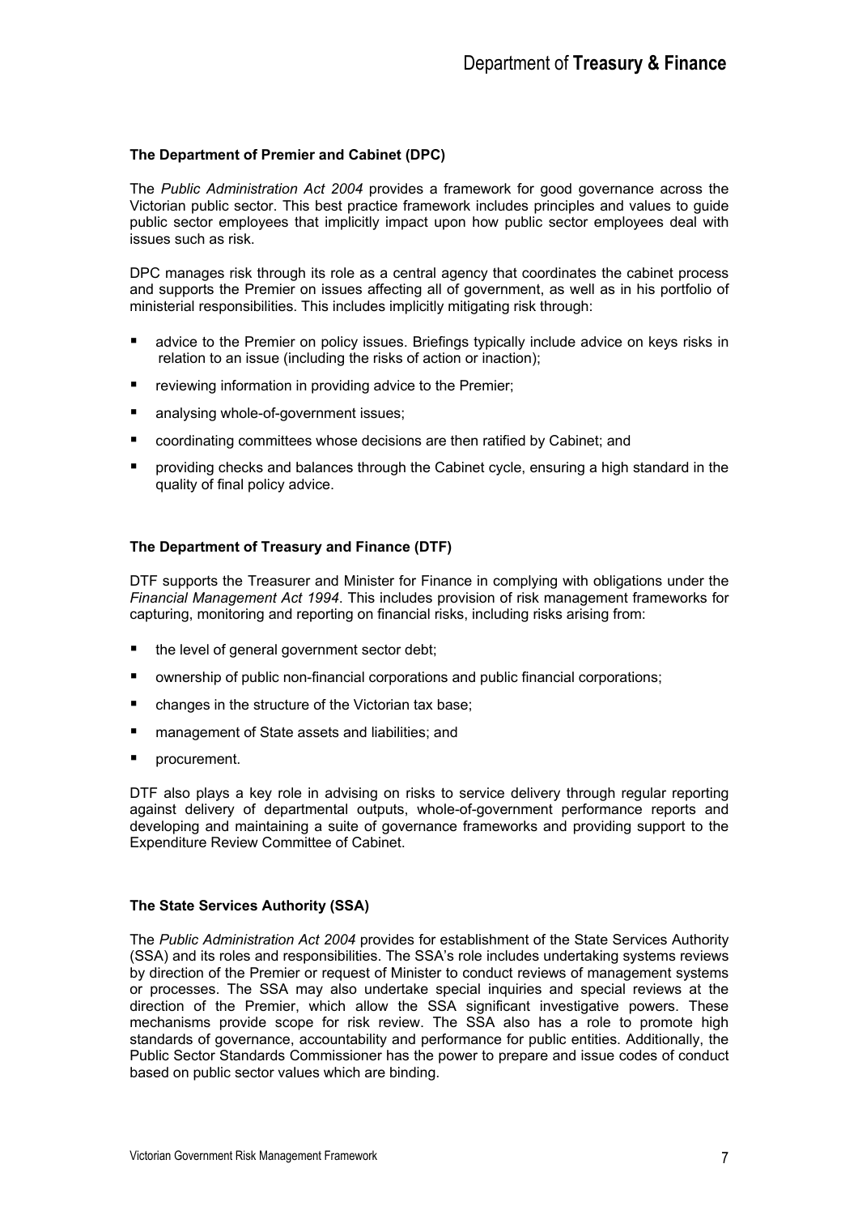### The Department of Premier and Cabinet (DPC)

The *Public Administration Act 2004* provides a framework for good governance across the Victorian public sector. This best practice framework includes principles and values to guide public sector employees that implicitly impact upon how public sector employees deal with issues such as risk.

DPC manages risk through its role as a central agency that coordinates the cabinet process and supports the Premier on issues affecting all of government, as well as in his portfolio of ministerial responsibilities. This includes implicitly mitigating risk through:

- advice to the Premier on policy issues. Briefings typically include advice on keys risks in relation to an issue (including the risks of action or inaction);
- reviewing information in providing advice to the Premier;
- analysing whole-of-government issues;
- coordinating committees whose decisions are then ratified by Cabinet; and
- providing checks and balances through the Cabinet cycle, ensuring a high standard in the quality of final policy advice.

### The Department of Treasury and Finance (DTF)

DTF supports the Treasurer and Minister for Finance in complying with obligations under the *Financial Management Act 1994*. This includes provision of risk management frameworks for capturing, monitoring and reporting on financial risks, including risks arising from:

- the level of general government sector debt;
- ownership of public non-financial corporations and public financial corporations;
- changes in the structure of the Victorian tax base;
- management of State assets and liabilities; and
- procurement.

DTF also plays a key role in advising on risks to service delivery through regular reporting against delivery of departmental outputs, whole-of-government performance reports and developing and maintaining a suite of governance frameworks and providing support to the Expenditure Review Committee of Cabinet.

### The State Services Authority (SSA)

The *Public Administration Act 2004* provides for establishment of the State Services Authority (SSA) and its roles and responsibilities. The SSA's role includes undertaking systems reviews by direction of the Premier or request of Minister to conduct reviews of management systems or processes. The SSA may also undertake special inquiries and special reviews at the direction of the Premier, which allow the SSA significant investigative powers. These mechanisms provide scope for risk review. The SSA also has a role to promote high standards of governance, accountability and performance for public entities. Additionally, the Public Sector Standards Commissioner has the power to prepare and issue codes of conduct based on public sector values which are binding.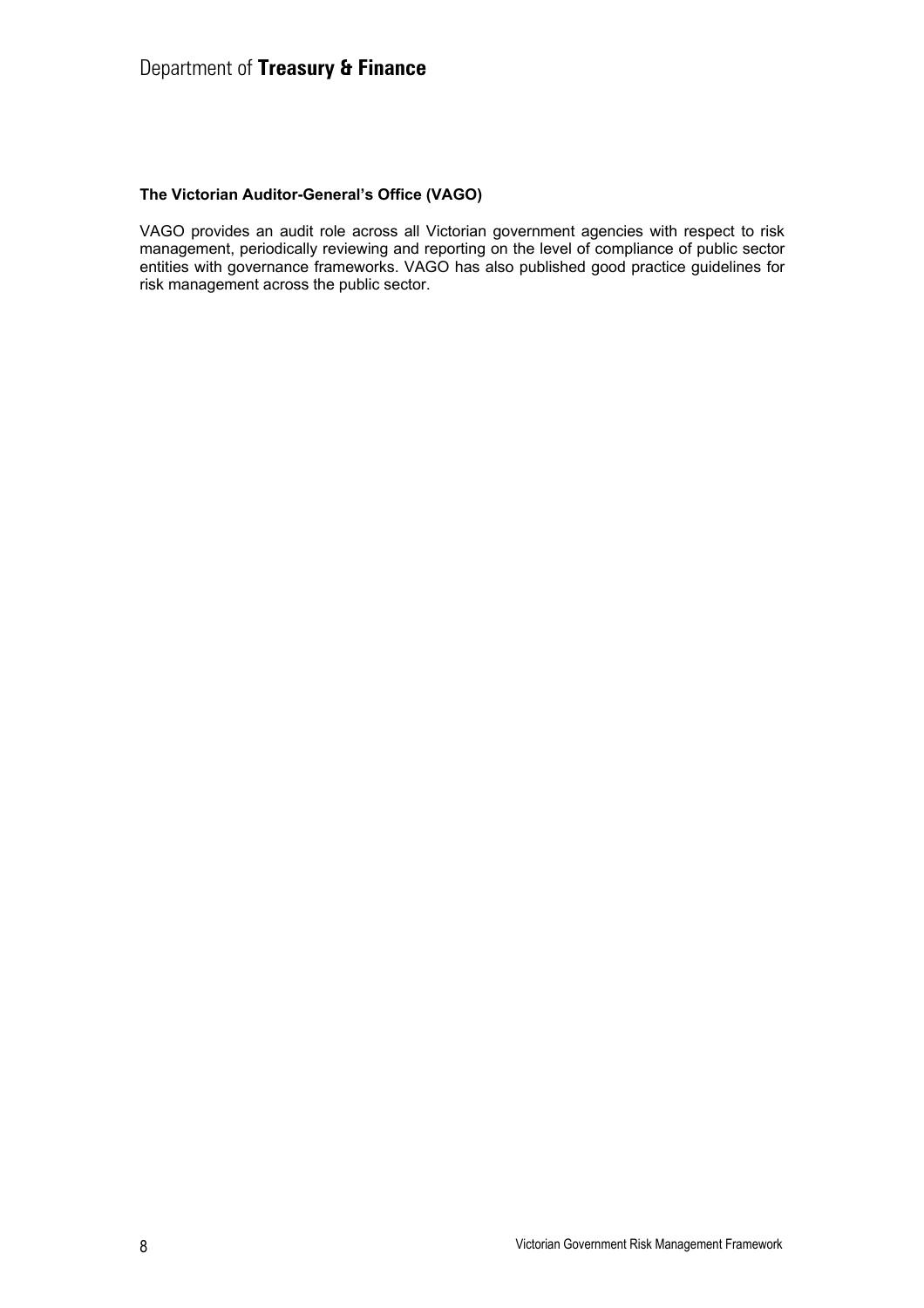**The Victorian Auditor-General's Office (VAGO)**

VAGO provides an audit role across all Victorian government agencies with respect to risk management, periodically reviewing and reporting on the level of compliance of public sector entities with governance frameworks. VAGO has also published good practice guidelines for risk management across the public sector.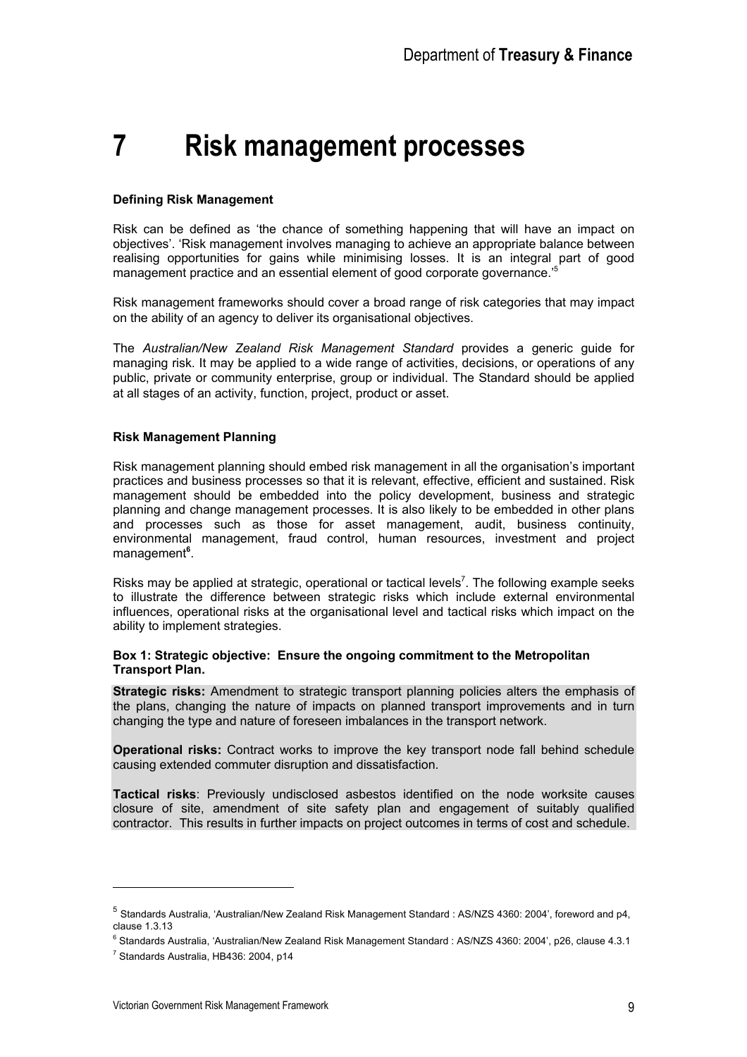# 7 Risk management processes

**Defining Risk Management**

Risk can be defined as 'the chance of something happening that will have an impact on objectives'. 'Risk management involves managing to achieve an appropriate balance between realising opportunities for gains while minimising losses. It is an integral part of good management practice and an essential element of good corporate governance.'[5]

Risk management frameworks should cover a broad range of risk categories that may impact on the ability of an agency to deliver its organisational objectives.

The *Australian/New Zealand Risk Management Standard* provides a generic guide for managing risk. It may be applied to a wide range of activities, decisions, or operations of any public, private or community enterprise, group or individual. The Standard should be applied at all stages of an activity, function, project, product or asset.

**Risk Management Planning**

Risk management planning should embed risk management in all the organisation's important practices and business processes so that it is relevant, effective, efficient and sustained. Risk management should be embedded into the policy development, business and strategic planning and change management processes. It is also likely to be embedded in other plans and processes such as those for asset management, audit, business continuity, environmental management, fraud control, human resources, investment and project management[6].

Risks may be applied at strategic, operational or tactical levels[7]. The following example seeks to illustrate the difference between strategic risks which include external environmental influences, operational risks at the organisational level and tactical risks which impact on the ability to implement strategies.

**Box 1: Strategic objective: Ensure the ongoing commitment to the Metropolitan Transport Plan.**

**Strategic risks:** Amendment to strategic transport planning policies alters the emphasis of the plans, changing the nature of impacts on planned transport improvements and in turn changing the type and nature of foreseen imbalances in the transport network.

**Operational risks:** Contract works to improve the key transport node fall behind schedule causing extended commuter disruption and dissatisfaction.

**Tactical risks**: Previously undisclosed asbestos identified on the node worksite causes closure of site, amendment of site safety plan and engagement of suitably qualified contractor. This results in further impacts on project outcomes in terms of cost and schedule.

---

[5] Standards Australia, 'Australian/New Zealand Risk Management Standard : AS/NZS 4360: 2004', foreword and p4, clause 1.3.13

[6] Standards Australia, 'Australian/New Zealand Risk Management Standard : AS/NZS 4360: 2004', p26, clause 4.3.1

[7] Standards Australia, HB436: 2004, p14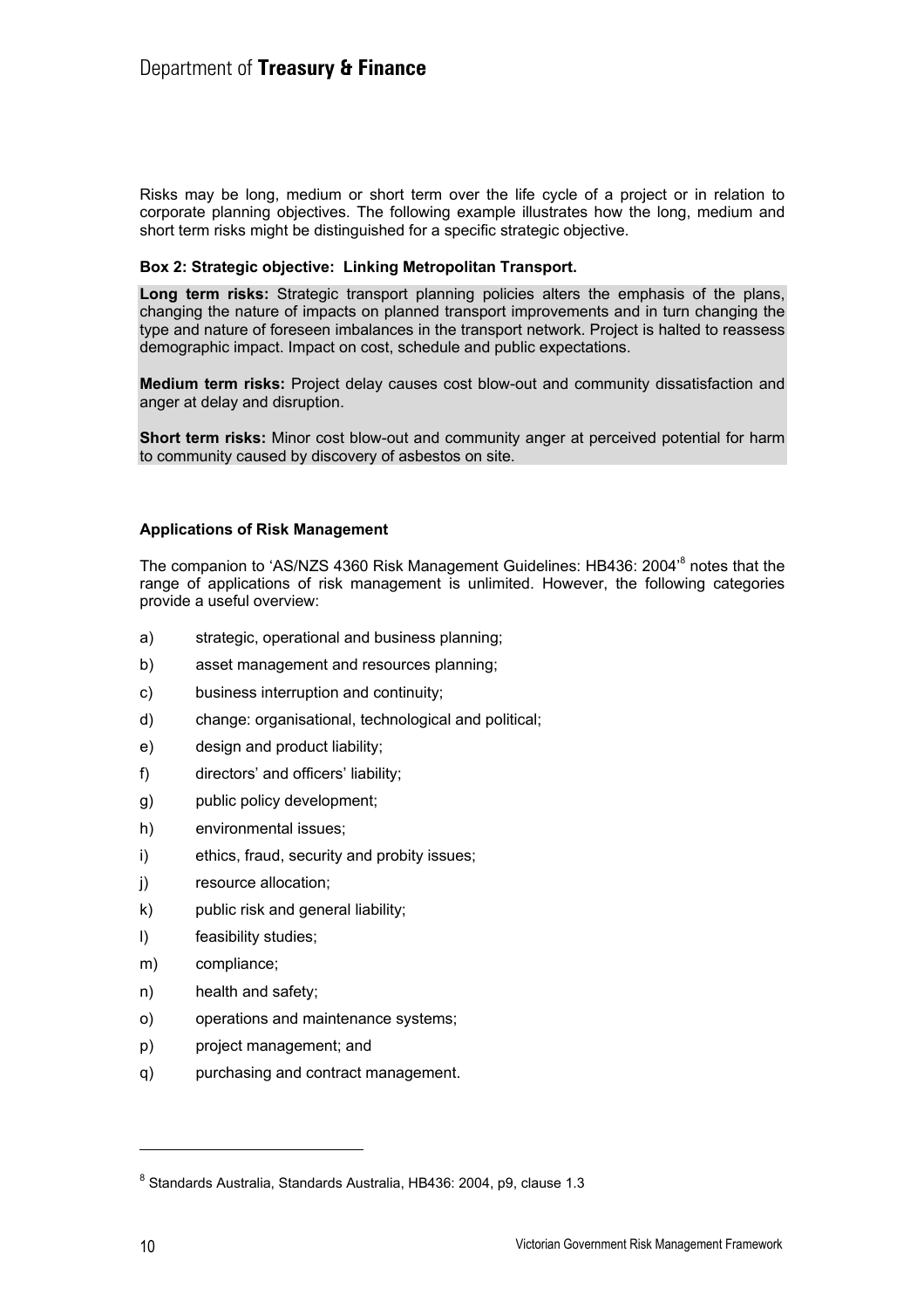Risks may be long, medium or short term over the life cycle of a project or in relation to corporate planning objectives. The following example illustrates how the long, medium and short term risks might be distinguished for a specific strategic objective.

**Box 2: Strategic objective: Linking Metropolitan Transport.**

**Long term risks:** Strategic transport planning policies alters the emphasis of the plans, changing the nature of impacts on planned transport improvements and in turn changing the type and nature of foreseen imbalances in the transport network. Project is halted to reassess demographic impact. Impact on cost, schedule and public expectations.

**Medium term risks:** Project delay causes cost blow-out and community dissatisfaction and anger at delay and disruption.

**Short term risks:** Minor cost blow-out and community anger at perceived potential for harm to community caused by discovery of asbestos on site.

**Applications of Risk Management**

The companion to 'AS/NZS 4360 Risk Management Guidelines: HB436: 2004'[8] notes that the range of applications of risk management is unlimited. However, the following categories provide a useful overview:

a) strategic, operational and business planning;

b) asset management and resources planning;

c) business interruption and continuity;

d) change: organisational, technological and political;

e) design and product liability;

f) directors' and officers' liability;

g) public policy development;

h) environmental issues;

i) ethics, fraud, security and probity issues;

j) resource allocation;

k) public risk and general liability;

l) feasibility studies;

m) compliance;

n) health and safety;

o) operations and maintenance systems;

p) project management; and

q) purchasing and contract management.

[8] Standards Australia, Standards Australia, HB436: 2004, p9, clause 1.3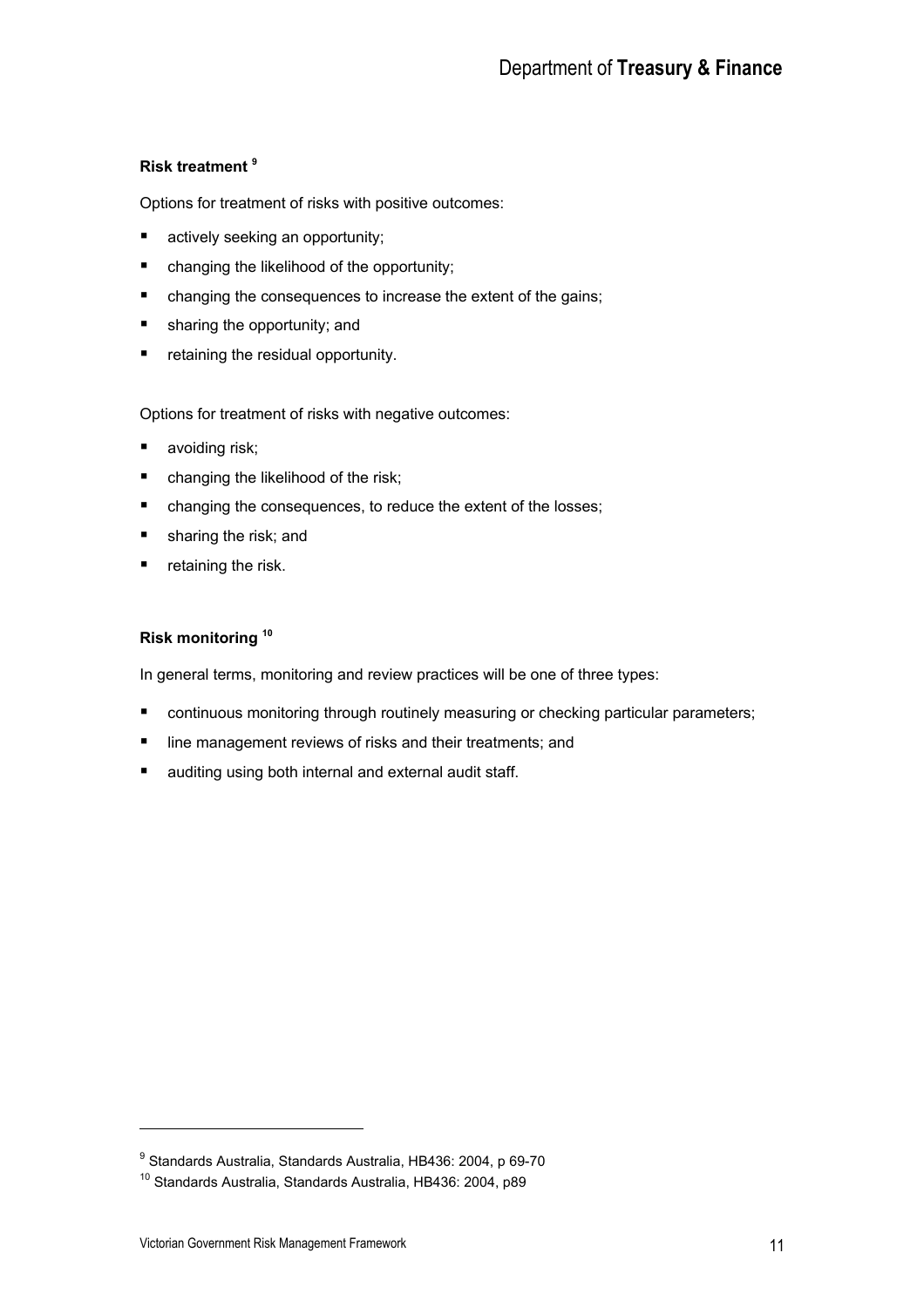### Risk treatment [9]

Options for treatment of risks with positive outcomes:

- actively seeking an opportunity;
- changing the likelihood of the opportunity;
- changing the consequences to increase the extent of the gains;
- sharing the opportunity; and
- retaining the residual opportunity.

Options for treatment of risks with negative outcomes:

- avoiding risk;
- changing the likelihood of the risk;
- changing the consequences, to reduce the extent of the losses;
- sharing the risk; and
- retaining the risk.

### Risk monitoring [10]

In general terms, monitoring and review practices will be one of three types:

- continuous monitoring through routinely measuring or checking particular parameters;
- line management reviews of risks and their treatments; and
- auditing using both internal and external audit staff.

---

[9] Standards Australia, Standards Australia, HB436: 2004, p 69-70

[10] Standards Australia, Standards Australia, HB436: 2004, p89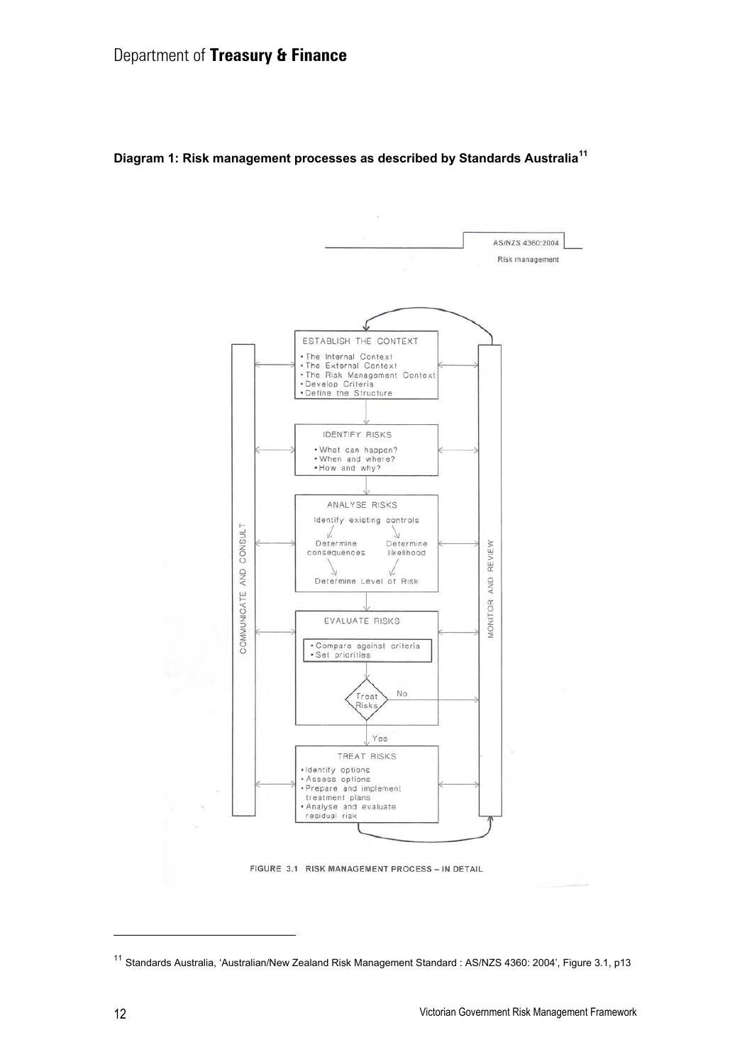**Diagram 1: Risk management processes as described by Standards Australia**[11]

AS/NZS 4360:2004

Risk management

ESTABLISH THE CONTEXT
- The Internal Context
- The External Context
- The Risk Management Context
- Develop Criteria
- Define the Structure

IDENTIFY RISKS
- What can happen?
- When and where?
- How and why?

ANALYSE RISKS

Identify existing controls

Determine consequences — Determine likelihood

Determine Level of Risk

EVALUATE RISKS
- Compare against criteria
- Set priorities

Treat Risks? — No / Yes

TREAT RISKS
- Identify options
- Assess options
- Prepare and implement treatment plans
- Analyse and evaluate residual risk

COMMUNICATE AND CONSULT

MONITOR AND REVIEW

FIGURE 3.1 RISK MANAGEMENT PROCESS – IN DETAIL

[11] Standards Australia, 'Australian/New Zealand Risk Management Standard : AS/NZS 4360: 2004', Figure 3.1, p13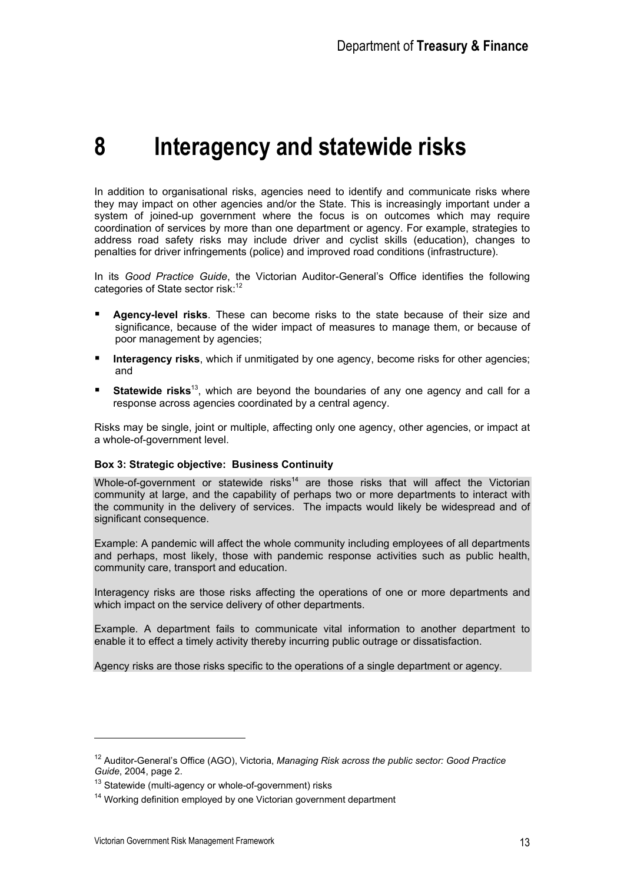# 8 Interagency and statewide risks

In addition to organisational risks, agencies need to identify and communicate risks where they may impact on other agencies and/or the State. This is increasingly important under a system of joined-up government where the focus is on outcomes which may require coordination of services by more than one department or agency. For example, strategies to address road safety risks may include driver and cyclist skills (education), changes to penalties for driver infringements (police) and improved road conditions (infrastructure).

In its *Good Practice Guide*, the Victorian Auditor-General's Office identifies the following categories of State sector risk:[12]

- **Agency-level risks**. These can become risks to the state because of their size and significance, because of the wider impact of measures to manage them, or because of poor management by agencies;
- **Interagency risks**, which if unmitigated by one agency, become risks for other agencies; and
- **Statewide risks**[13], which are beyond the boundaries of any one agency and call for a response across agencies coordinated by a central agency.

Risks may be single, joint or multiple, affecting only one agency, other agencies, or impact at a whole-of-government level.

**Box 3: Strategic objective: Business Continuity**

Whole-of-government or statewide risks[14] are those risks that will affect the Victorian community at large, and the capability of perhaps two or more departments to interact with the community in the delivery of services. The impacts would likely be widespread and of significant consequence.

Example: A pandemic will affect the whole community including employees of all departments and perhaps, most likely, those with pandemic response activities such as public health, community care, transport and education.

Interagency risks are those risks affecting the operations of one or more departments and which impact on the service delivery of other departments.

Example. A department fails to communicate vital information to another department to enable it to effect a timely activity thereby incurring public outrage or dissatisfaction.

Agency risks are those risks specific to the operations of a single department or agency.

---

[12] Auditor-General's Office (AGO), Victoria, *Managing Risk across the public sector: Good Practice Guide*, 2004, page 2.

[13] Statewide (multi-agency or whole-of-government) risks

[14] Working definition employed by one Victorian government department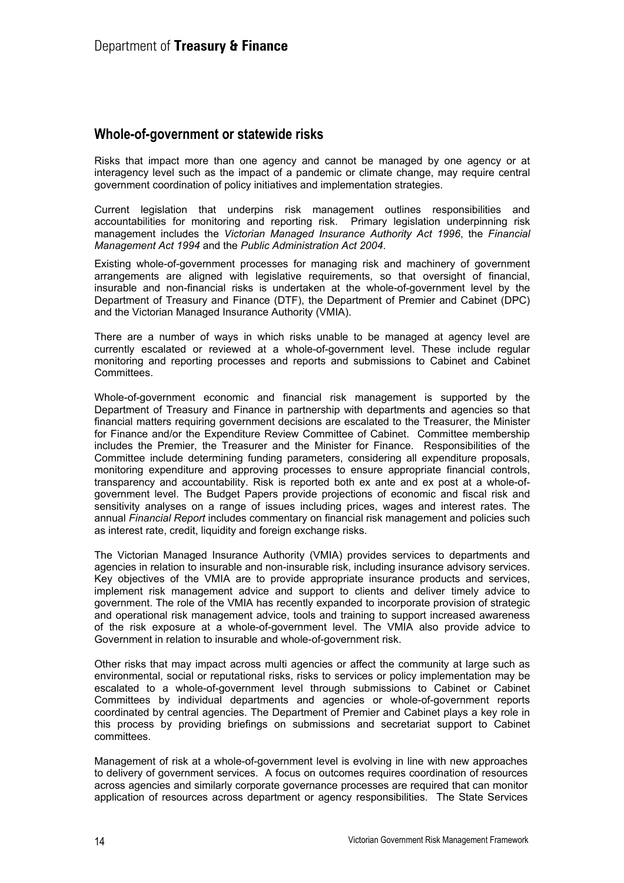## Whole-of-government or statewide risks

Risks that impact more than one agency and cannot be managed by one agency or at interagency level such as the impact of a pandemic or climate change, may require central government coordination of policy initiatives and implementation strategies.

Current legislation that underpins risk management outlines responsibilities and accountabilities for monitoring and reporting risk. Primary legislation underpinning risk management includes the *Victorian Managed Insurance Authority Act 1996*, the *Financial Management Act 1994* and the *Public Administration Act 2004*.

Existing whole-of-government processes for managing risk and machinery of government arrangements are aligned with legislative requirements, so that oversight of financial, insurable and non-financial risks is undertaken at the whole-of-government level by the Department of Treasury and Finance (DTF), the Department of Premier and Cabinet (DPC) and the Victorian Managed Insurance Authority (VMIA).

There are a number of ways in which risks unable to be managed at agency level are currently escalated or reviewed at a whole-of-government level. These include regular monitoring and reporting processes and reports and submissions to Cabinet and Cabinet Committees.

Whole-of-government economic and financial risk management is supported by the Department of Treasury and Finance in partnership with departments and agencies so that financial matters requiring government decisions are escalated to the Treasurer, the Minister for Finance and/or the Expenditure Review Committee of Cabinet. Committee membership includes the Premier, the Treasurer and the Minister for Finance. Responsibilities of the Committee include determining funding parameters, considering all expenditure proposals, monitoring expenditure and approving processes to ensure appropriate financial controls, transparency and accountability. Risk is reported both ex ante and ex post at a whole-of-government level. The Budget Papers provide projections of economic and fiscal risk and sensitivity analyses on a range of issues including prices, wages and interest rates. The annual *Financial Report* includes commentary on financial risk management and policies such as interest rate, credit, liquidity and foreign exchange risks.

The Victorian Managed Insurance Authority (VMIA) provides services to departments and agencies in relation to insurable and non-insurable risk, including insurance advisory services. Key objectives of the VMIA are to provide appropriate insurance products and services, implement risk management advice and support to clients and deliver timely advice to government. The role of the VMIA has recently expanded to incorporate provision of strategic and operational risk management advice, tools and training to support increased awareness of the risk exposure at a whole-of-government level. The VMIA also provide advice to Government in relation to insurable and whole-of-government risk.

Other risks that may impact across multi agencies or affect the community at large such as environmental, social or reputational risks, risks to services or policy implementation may be escalated to a whole-of-government level through submissions to Cabinet or Cabinet Committees by individual departments and agencies or whole-of-government reports coordinated by central agencies. The Department of Premier and Cabinet plays a key role in this process by providing briefings on submissions and secretariat support to Cabinet committees.

Management of risk at a whole-of-government level is evolving in line with new approaches to delivery of government services. A focus on outcomes requires coordination of resources across agencies and similarly corporate governance processes are required that can monitor application of resources across department or agency responsibilities. The State Services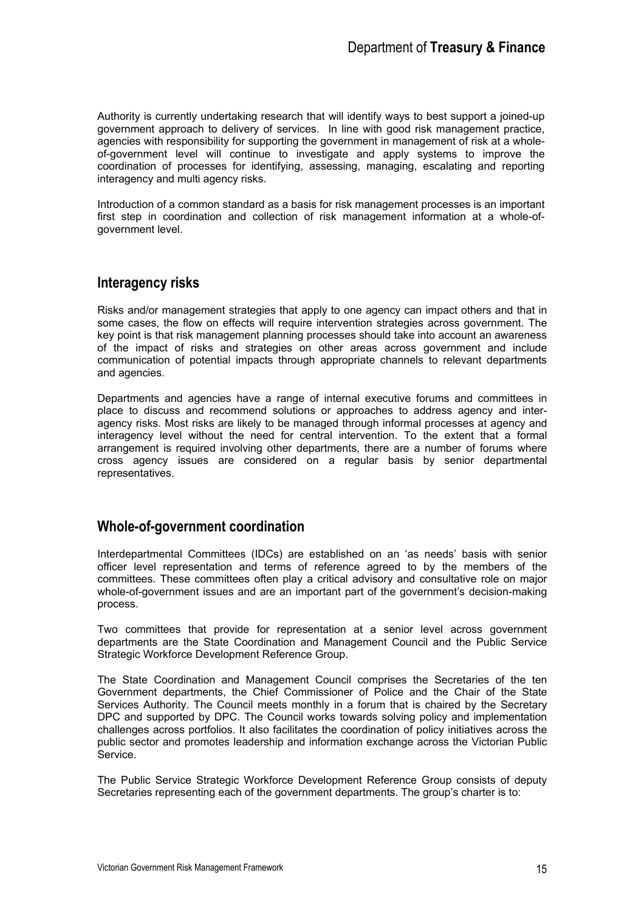Authority is currently undertaking research that will identify ways to best support a joined-up government approach to delivery of services. In line with good risk management practice, agencies with responsibility for supporting the government in management of risk at a whole-of-government level will continue to investigate and apply systems to improve the coordination of processes for identifying, assessing, managing, escalating and reporting interagency and multi agency risks.

Introduction of a common standard as a basis for risk management processes is an important first step in coordination and collection of risk management information at a whole-of-government level.

## Interagency risks

Risks and/or management strategies that apply to one agency can impact others and that in some cases, the flow on effects will require intervention strategies across government. The key point is that risk management planning processes should take into account an awareness of the impact of risks and strategies on other areas across government and include communication of potential impacts through appropriate channels to relevant departments and agencies.

Departments and agencies have a range of internal executive forums and committees in place to discuss and recommend solutions or approaches to address agency and inter-agency risks. Most risks are likely to be managed through informal processes at agency and interagency level without the need for central intervention. To the extent that a formal arrangement is required involving other departments, there are a number of forums where cross agency issues are considered on a regular basis by senior departmental representatives.

## Whole-of-government coordination

Interdepartmental Committees (IDCs) are established on an 'as needs' basis with senior officer level representation and terms of reference agreed to by the members of the committees. These committees often play a critical advisory and consultative role on major whole-of-government issues and are an important part of the government's decision-making process.

Two committees that provide for representation at a senior level across government departments are the State Coordination and Management Council and the Public Service Strategic Workforce Development Reference Group.

The State Coordination and Management Council comprises the Secretaries of the ten Government departments, the Chief Commissioner of Police and the Chair of the State Services Authority. The Council meets monthly in a forum that is chaired by the Secretary DPC and supported by DPC. The Council works towards solving policy and implementation challenges across portfolios. It also facilitates the coordination of policy initiatives across the public sector and promotes leadership and information exchange across the Victorian Public Service.

The Public Service Strategic Workforce Development Reference Group consists of deputy Secretaries representing each of the government departments. The group's charter is to: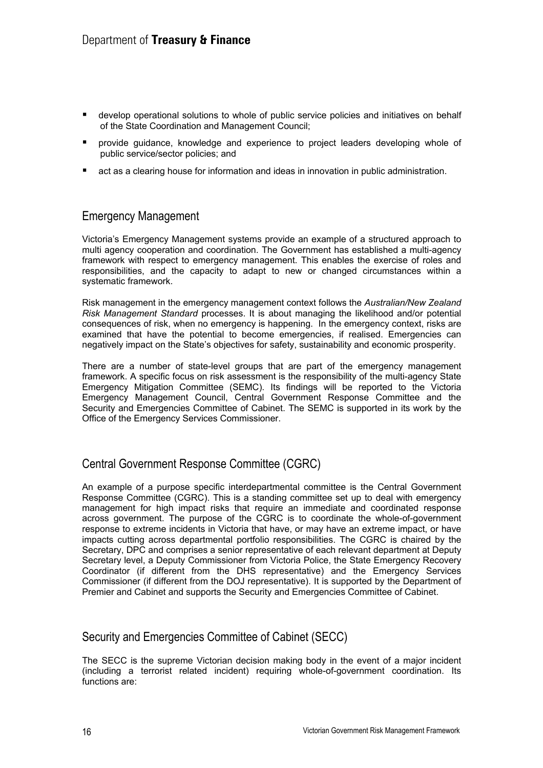- develop operational solutions to whole of public service policies and initiatives on behalf of the State Coordination and Management Council;
- provide guidance, knowledge and experience to project leaders developing whole of public service/sector policies; and
- act as a clearing house for information and ideas in innovation in public administration.

## Emergency Management

Victoria's Emergency Management systems provide an example of a structured approach to multi agency cooperation and coordination. The Government has established a multi-agency framework with respect to emergency management. This enables the exercise of roles and responsibilities, and the capacity to adapt to new or changed circumstances within a systematic framework.

Risk management in the emergency management context follows the *Australian/New Zealand Risk Management Standard* processes. It is about managing the likelihood and/or potential consequences of risk, when no emergency is happening. In the emergency context, risks are examined that have the potential to become emergencies, if realised. Emergencies can negatively impact on the State's objectives for safety, sustainability and economic prosperity.

There are a number of state-level groups that are part of the emergency management framework. A specific focus on risk assessment is the responsibility of the multi-agency State Emergency Mitigation Committee (SEMC). Its findings will be reported to the Victoria Emergency Management Council, Central Government Response Committee and the Security and Emergencies Committee of Cabinet. The SEMC is supported in its work by the Office of the Emergency Services Commissioner.

## Central Government Response Committee (CGRC)

An example of a purpose specific interdepartmental committee is the Central Government Response Committee (CGRC). This is a standing committee set up to deal with emergency management for high impact risks that require an immediate and coordinated response across government. The purpose of the CGRC is to coordinate the whole-of-government response to extreme incidents in Victoria that have, or may have an extreme impact, or have impacts cutting across departmental portfolio responsibilities. The CGRC is chaired by the Secretary, DPC and comprises a senior representative of each relevant department at Deputy Secretary level, a Deputy Commissioner from Victoria Police, the State Emergency Recovery Coordinator (if different from the DHS representative) and the Emergency Services Commissioner (if different from the DOJ representative). It is supported by the Department of Premier and Cabinet and supports the Security and Emergencies Committee of Cabinet.

## Security and Emergencies Committee of Cabinet (SECC)

The SECC is the supreme Victorian decision making body in the event of a major incident (including a terrorist related incident) requiring whole-of-government coordination. Its functions are: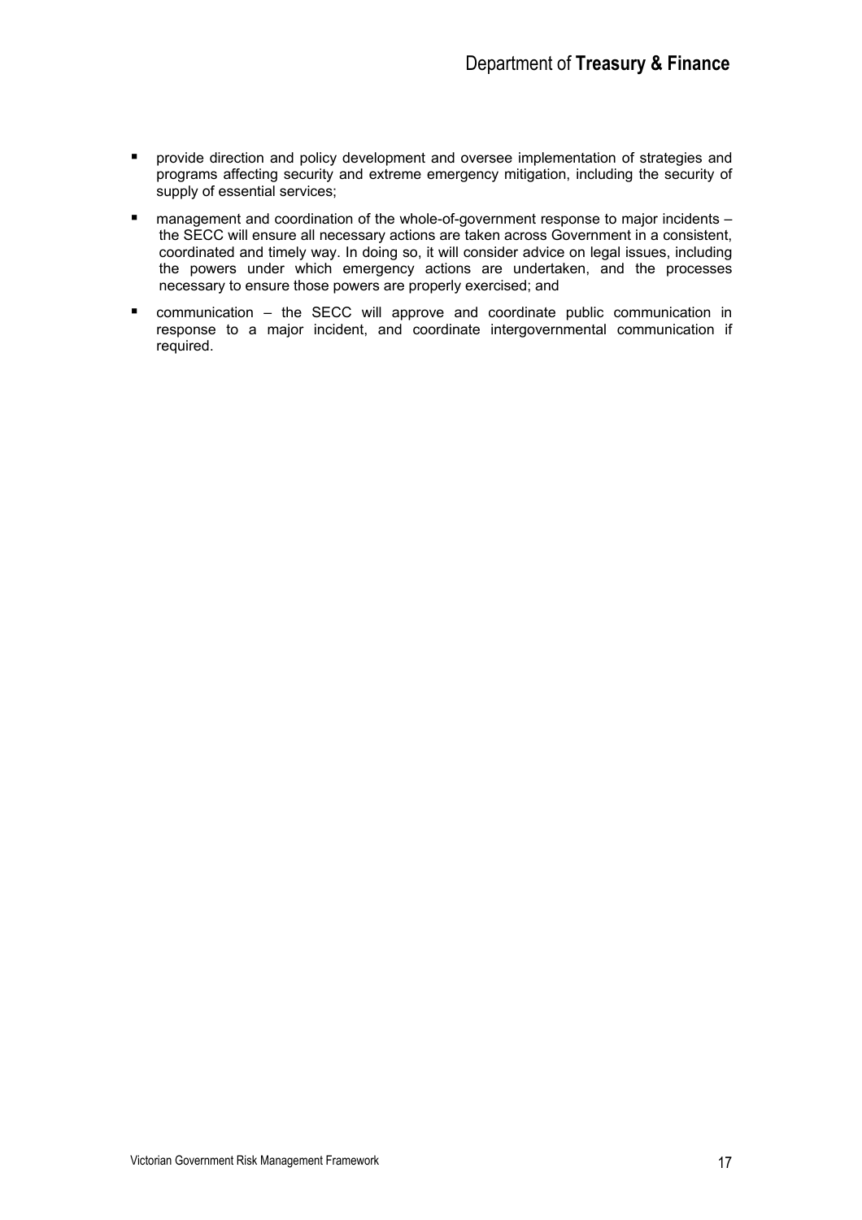- provide direction and policy development and oversee implementation of strategies and programs affecting security and extreme emergency mitigation, including the security of supply of essential services;
- management and coordination of the whole-of-government response to major incidents – the SECC will ensure all necessary actions are taken across Government in a consistent, coordinated and timely way. In doing so, it will consider advice on legal issues, including the powers under which emergency actions are undertaken, and the processes necessary to ensure those powers are properly exercised; and
- communication – the SECC will approve and coordinate public communication in response to a major incident, and coordinate intergovernmental communication if required.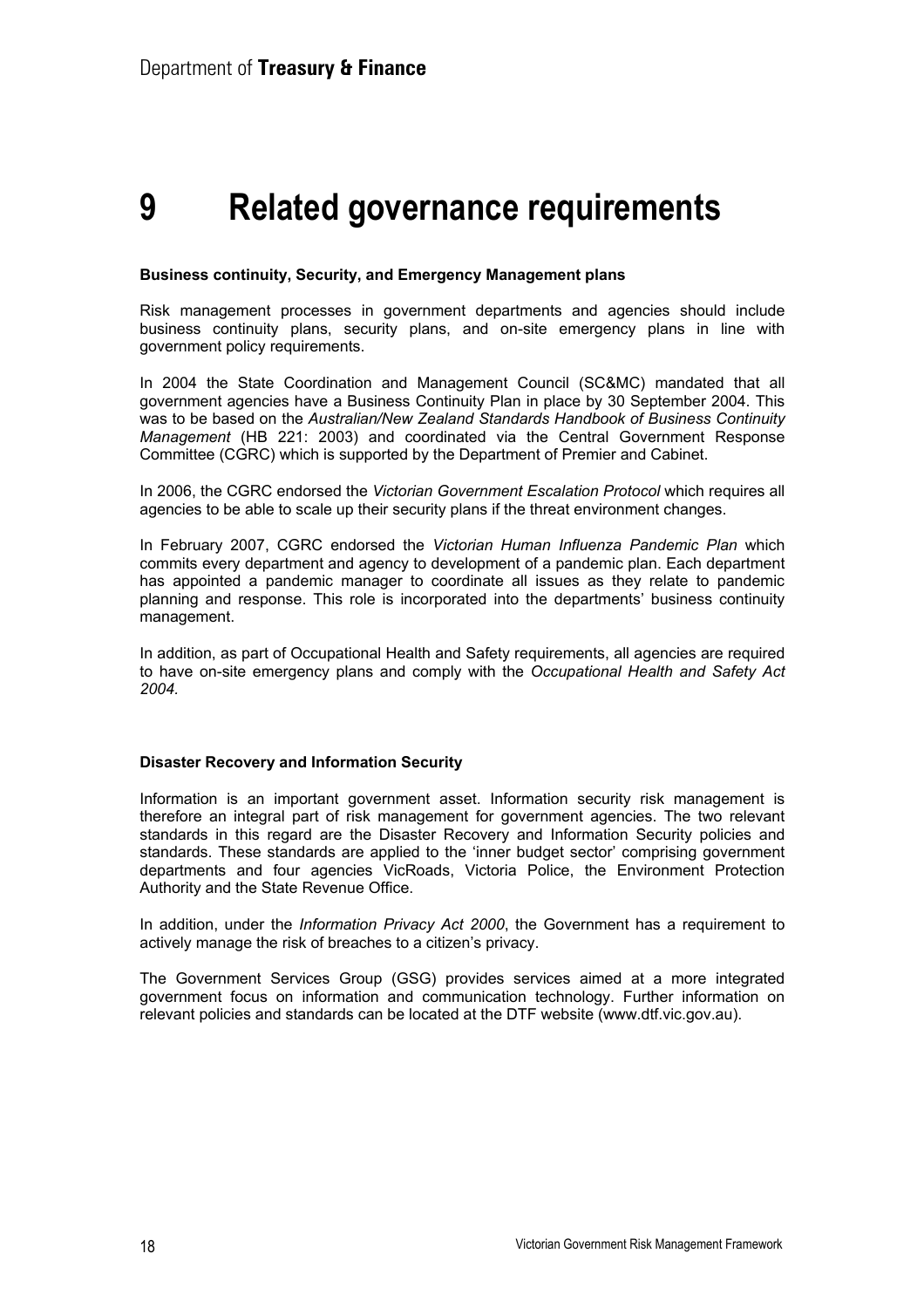# 9 Related governance requirements

**Business continuity, Security, and Emergency Management plans**

Risk management processes in government departments and agencies should include business continuity plans, security plans, and on-site emergency plans in line with government policy requirements.

In 2004 the State Coordination and Management Council (SC&MC) mandated that all government agencies have a Business Continuity Plan in place by 30 September 2004. This was to be based on the *Australian/New Zealand Standards Handbook of Business Continuity Management* (HB 221: 2003) and coordinated via the Central Government Response Committee (CGRC) which is supported by the Department of Premier and Cabinet.

In 2006, the CGRC endorsed the *Victorian Government Escalation Protocol* which requires all agencies to be able to scale up their security plans if the threat environment changes.

In February 2007, CGRC endorsed the *Victorian Human Influenza Pandemic Plan* which commits every department and agency to development of a pandemic plan. Each department has appointed a pandemic manager to coordinate all issues as they relate to pandemic planning and response. This role is incorporated into the departments' business continuity management.

In addition, as part of Occupational Health and Safety requirements, all agencies are required to have on-site emergency plans and comply with the *Occupational Health and Safety Act 2004.*

**Disaster Recovery and Information Security**

Information is an important government asset. Information security risk management is therefore an integral part of risk management for government agencies. The two relevant standards in this regard are the Disaster Recovery and Information Security policies and standards. These standards are applied to the 'inner budget sector' comprising government departments and four agencies VicRoads, Victoria Police, the Environment Protection Authority and the State Revenue Office.

In addition, under the *Information Privacy Act 2000*, the Government has a requirement to actively manage the risk of breaches to a citizen's privacy.

The Government Services Group (GSG) provides services aimed at a more integrated government focus on information and communication technology. Further information on relevant policies and standards can be located at the DTF website (www.dtf.vic.gov.au).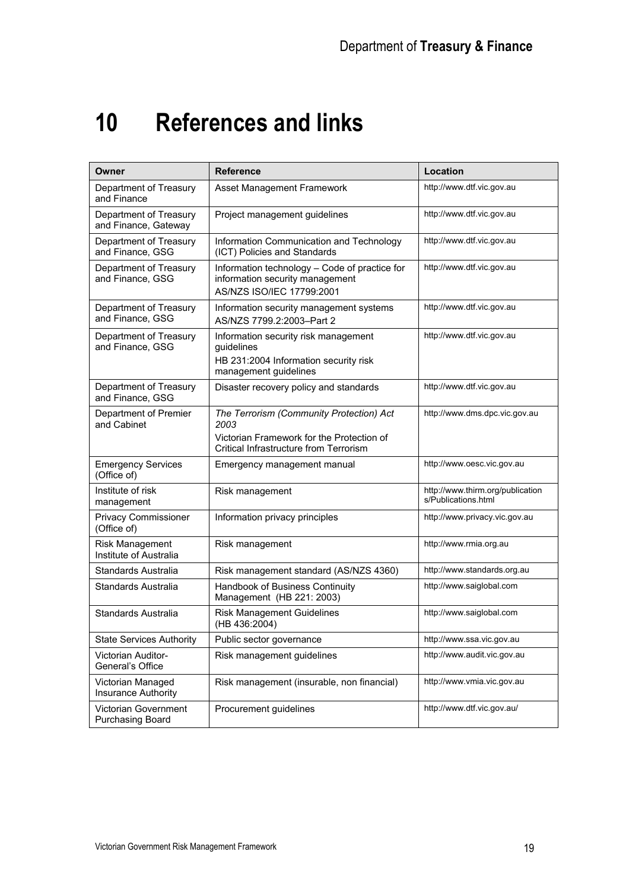# 10 References and links

| Owner | Reference | Location |
|---|---|---|
| Department of Treasury and Finance | Asset Management Framework | http://www.dtf.vic.gov.au |
| Department of Treasury and Finance, Gateway | Project management guidelines | http://www.dtf.vic.gov.au |
| Department of Treasury and Finance, GSG | Information Communication and Technology (ICT) Policies and Standards | http://www.dtf.vic.gov.au |
| Department of Treasury and Finance, GSG | Information technology – Code of practice for information security management<br>AS/NZS ISO/IEC 17799:2001 | http://www.dtf.vic.gov.au |
| Department of Treasury and Finance, GSG | Information security management systems<br>AS/NZS 7799.2:2003–Part 2 | http://www.dtf.vic.gov.au |
| Department of Treasury and Finance, GSG | Information security risk management guidelines<br>HB 231:2004 Information security risk management guidelines | http://www.dtf.vic.gov.au |
| Department of Treasury and Finance, GSG | Disaster recovery policy and standards | http://www.dtf.vic.gov.au |
| Department of Premier and Cabinet | *The Terrorism (Community Protection) Act 2003*<br>Victorian Framework for the Protection of Critical Infrastructure from Terrorism | http://www.dms.dpc.vic.gov.au |
| Emergency Services (Office of) | Emergency management manual | http://www.oesc.vic.gov.au |
| Institute of risk management | Risk management | http://www.thirm.org/publications/Publications.html |
| Privacy Commissioner (Office of) | Information privacy principles | http://www.privacy.vic.gov.au |
| Risk Management Institute of Australia | Risk management | http://www.rmia.org.au |
| Standards Australia | Risk management standard (AS/NZS 4360) | http://www.standards.org.au |
| Standards Australia | Handbook of Business Continuity Management (HB 221: 2003) | http://www.saiglobal.com |
| Standards Australia | Risk Management Guidelines (HB 436:2004) | http://www.saiglobal.com |
| State Services Authority | Public sector governance | http://www.ssa.vic.gov.au |
| Victorian Auditor-General's Office | Risk management guidelines | http://www.audit.vic.gov.au |
| Victorian Managed Insurance Authority | Risk management (insurable, non financial) | http://www.vmia.vic.gov.au |
| Victorian Government Purchasing Board | Procurement guidelines | http://www.dtf.vic.gov.au/ |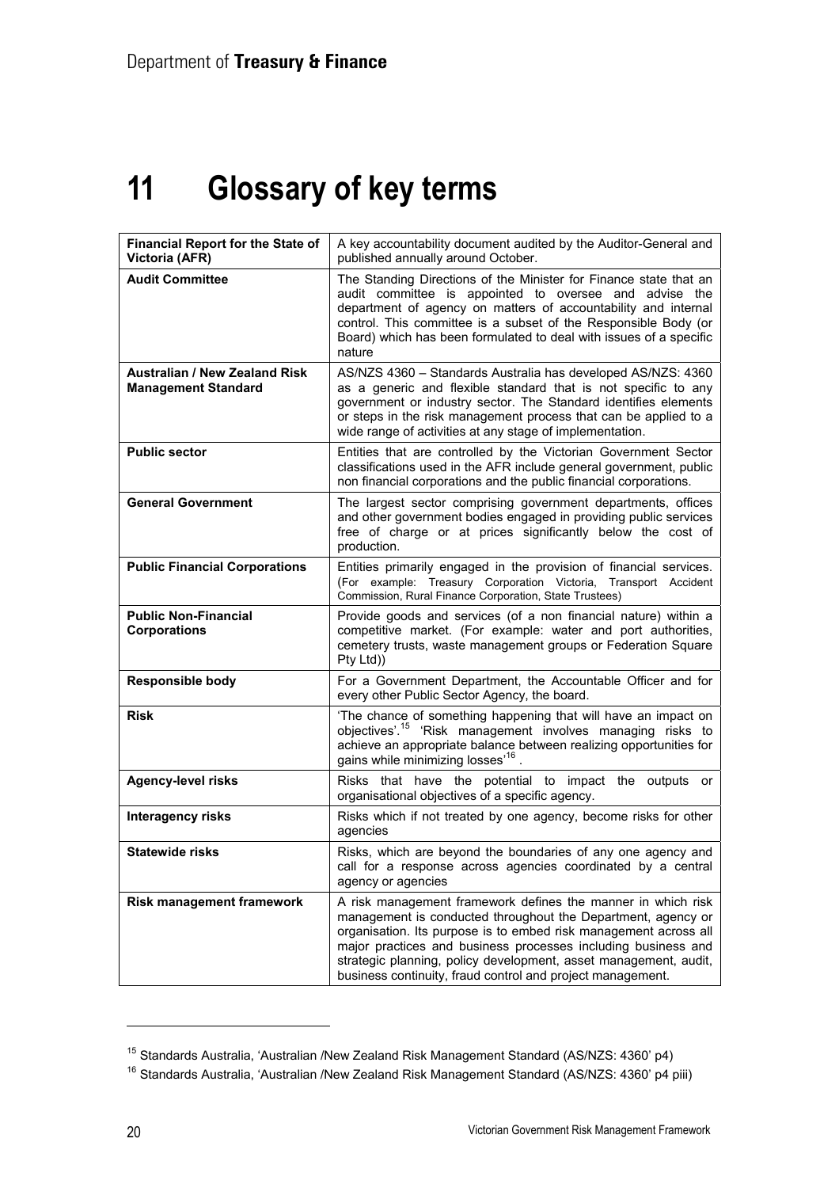# 11 Glossary of key terms

| | |
|---|---|
| **Financial Report for the State of Victoria (AFR)** | A key accountability document audited by the Auditor-General and published annually around October. |
| **Audit Committee** | The Standing Directions of the Minister for Finance state that an audit committee is appointed to oversee and advise the department of agency on matters of accountability and internal control. This committee is a subset of the Responsible Body (or Board) which has been formulated to deal with issues of a specific nature |
| **Australian / New Zealand Risk Management Standard** | AS/NZS 4360 – Standards Australia has developed AS/NZS: 4360 as a generic and flexible standard that is not specific to any government or industry sector. The Standard identifies elements or steps in the risk management process that can be applied to a wide range of activities at any stage of implementation. |
| **Public sector** | Entities that are controlled by the Victorian Government Sector classifications used in the AFR include general government, public non financial corporations and the public financial corporations. |
| **General Government** | The largest sector comprising government departments, offices and other government bodies engaged in providing public services free of charge or at prices significantly below the cost of production. |
| **Public Financial Corporations** | Entities primarily engaged in the provision of financial services. (For example: Treasury Corporation Victoria, Transport Accident Commission, Rural Finance Corporation, State Trustees) |
| **Public Non-Financial Corporations** | Provide goods and services (of a non financial nature) within a competitive market. (For example: water and port authorities, cemetery trusts, waste management groups or Federation Square Pty Ltd)) |
| **Responsible body** | For a Government Department, the Accountable Officer and for every other Public Sector Agency, the board. |
| **Risk** | 'The chance of something happening that will have an impact on objectives'.[15] 'Risk management involves managing risks to achieve an appropriate balance between realizing opportunities for gains while minimizing losses'[16] . |
| **Agency-level risks** | Risks that have the potential to impact the outputs or organisational objectives of a specific agency. |
| **Interagency risks** | Risks which if not treated by one agency, become risks for other agencies |
| **Statewide risks** | Risks, which are beyond the boundaries of any one agency and call for a response across agencies coordinated by a central agency or agencies |
| **Risk management framework** | A risk management framework defines the manner in which risk management is conducted throughout the Department, agency or organisation. Its purpose is to embed risk management across all major practices and business processes including business and strategic planning, policy development, asset management, audit, business continuity, fraud control and project management. |

[15] Standards Australia, 'Australian /New Zealand Risk Management Standard (AS/NZS: 4360' p4)

[16] Standards Australia, 'Australian /New Zealand Risk Management Standard (AS/NZS: 4360' p4 piii)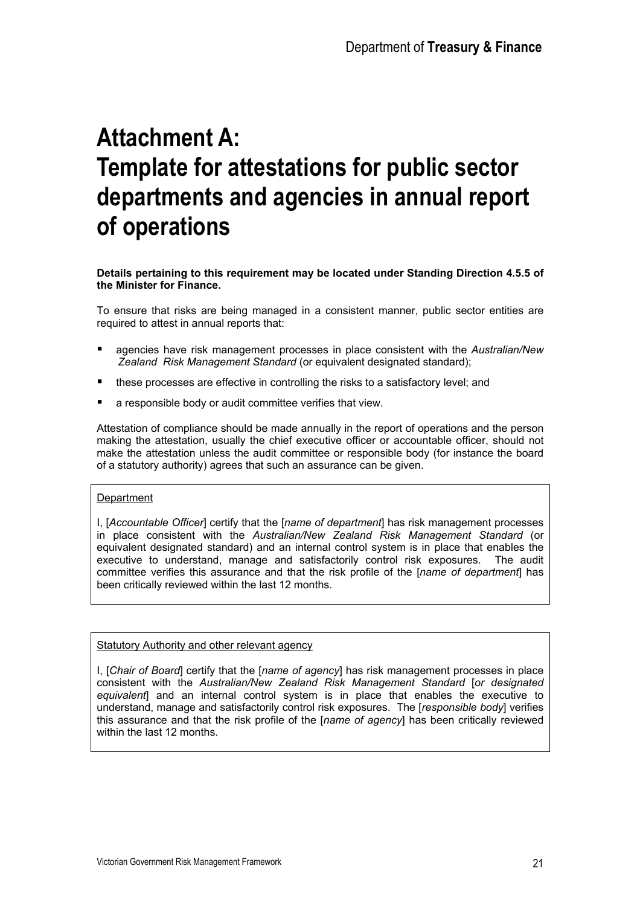# Attachment A: Template for attestations for public sector departments and agencies in annual report of operations

**Details pertaining to this requirement may be located under Standing Direction 4.5.5 of the Minister for Finance.**

To ensure that risks are being managed in a consistent manner, public sector entities are required to attest in annual reports that:

- agencies have risk management processes in place consistent with the *Australian/New Zealand Risk Management Standard* (or equivalent designated standard);
- these processes are effective in controlling the risks to a satisfactory level; and
- a responsible body or audit committee verifies that view.

Attestation of compliance should be made annually in the report of operations and the person making the attestation, usually the chief executive officer or accountable officer, should not make the attestation unless the audit committee or responsible body (for instance the board of a statutory authority) agrees that such an assurance can be given.

> Department
>
> I, [*Accountable Officer*] certify that the [*name of department*] has risk management processes in place consistent with the *Australian/New Zealand Risk Management Standard* (or equivalent designated standard) and an internal control system is in place that enables the executive to understand, manage and satisfactorily control risk exposures. The audit committee verifies this assurance and that the risk profile of the [*name of department*] has been critically reviewed within the last 12 months.

> Statutory Authority and other relevant agency
>
> I, [*Chair of Board*] certify that the [*name of agency*] has risk management processes in place consistent with the *Australian/New Zealand Risk Management Standard* [*or designated equivalent*] and an internal control system is in place that enables the executive to understand, manage and satisfactorily control risk exposures. The [*responsible body*] verifies this assurance and that the risk profile of the [*name of agency*] has been critically reviewed within the last 12 months.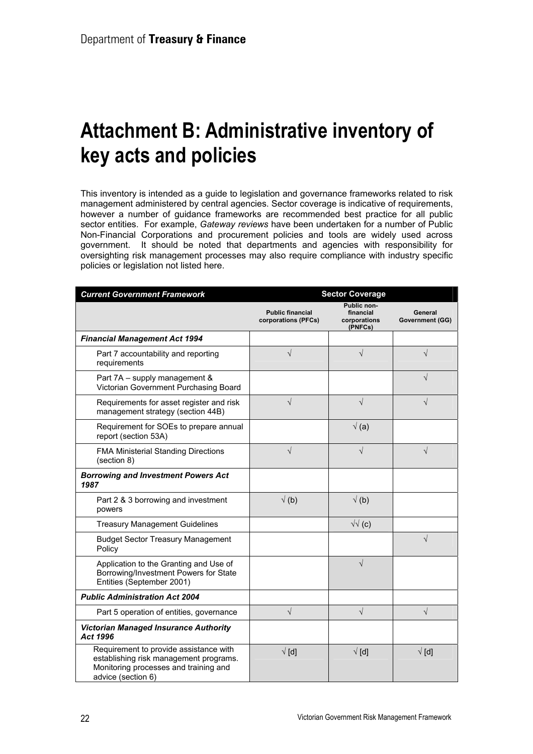# Attachment B: Administrative inventory of key acts and policies

This inventory is intended as a guide to legislation and governance frameworks related to risk management administered by central agencies. Sector coverage is indicative of requirements, however a number of guidance frameworks are recommended best practice for all public sector entities. For example, *Gateway reviews* have been undertaken for a number of Public Non-Financial Corporations and procurement policies and tools are widely used across government. It should be noted that departments and agencies with responsibility for oversighting risk management processes may also require compliance with industry specific policies or legislation not listed here.

| *Current Government Framework* | Sector Coverage | | |
|---|---|---|---|
| | Public financial corporations (PFCs) | Public non-financial corporations (PNFCs) | General Government (GG) |
| ***Financial Management Act 1994*** | | | |
| Part 7 accountability and reporting requirements | √ | √ | √ |
| Part 7A – supply management & Victorian Government Purchasing Board | | | √ |
| Requirements for asset register and risk management strategy (section 44B) | √ | √ | √ |
| Requirement for SOEs to prepare annual report (section 53A) | | √ (a) | |
| FMA Ministerial Standing Directions (section 8) | √ | √ | √ |
| ***Borrowing and Investment Powers Act 1987*** | | | |
| Part 2 & 3 borrowing and investment powers | √ (b) | √ (b) | |
| Treasury Management Guidelines | | √√ (c) | |
| Budget Sector Treasury Management Policy | | | √ |
| Application to the Granting and Use of Borrowing/Investment Powers for State Entities (September 2001) | | √ | |
| ***Public Administration Act 2004*** | | | |
| Part 5 operation of entities, governance | √ | √ | √ |
| ***Victorian Managed Insurance Authority Act 1996*** | | | |
| Requirement to provide assistance with establishing risk management programs. Monitoring processes and training and advice (section 6) | √ [d] | √ [d] | √ [d] |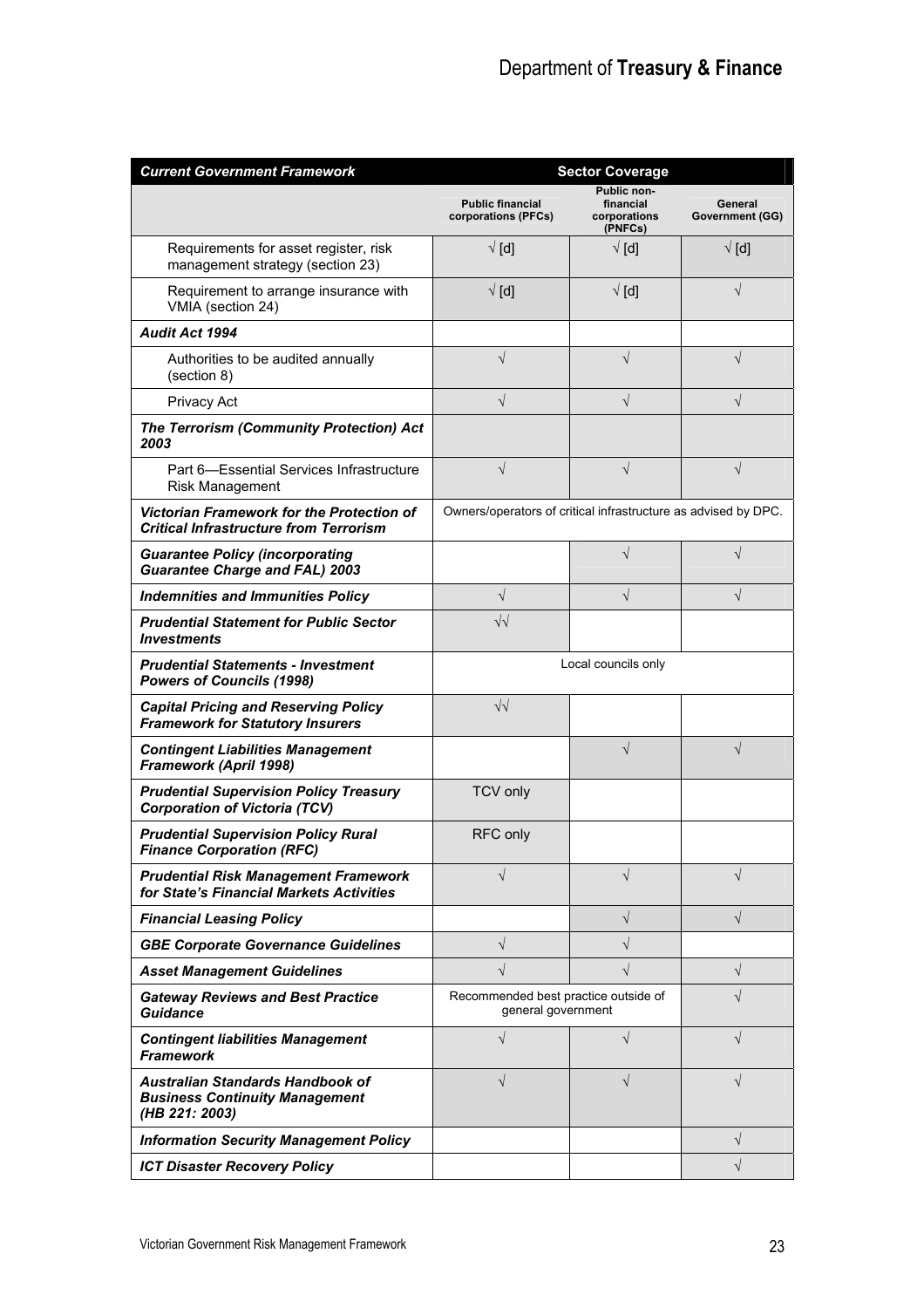| *Current Government Framework* | Sector Coverage | | |
|---|---|---|---|
| | **Public financial corporations (PFCs)** | **Public non-financial corporations (PNFCs)** | **General Government (GG)** |
| Requirements for asset register, risk management strategy (section 23) | √ [d] | √ [d] | √ [d] |
| Requirement to arrange insurance with VMIA (section 24) | √ [d] | √ [d] | √ |
| ***Audit Act 1994*** | | | |
| Authorities to be audited annually (section 8) | √ | √ | √ |
| Privacy Act | √ | √ | √ |
| ***The Terrorism (Community Protection) Act 2003*** | | | |
| Part 6—Essential Services Infrastructure Risk Management | √ | √ | √ |
| ***Victorian Framework for the Protection of Critical Infrastructure from Terrorism*** | Owners/operators of critical infrastructure as advised by DPC. | | |
| ***Guarantee Policy (incorporating Guarantee Charge and FAL) 2003*** | | √ | √ |
| ***Indemnities and Immunities Policy*** | √ | √ | √ |
| ***Prudential Statement for Public Sector Investments*** | √√ | | |
| ***Prudential Statements - Investment Powers of Councils (1998)*** | Local councils only | | |
| ***Capital Pricing and Reserving Policy Framework for Statutory Insurers*** | √√ | | |
| ***Contingent Liabilities Management Framework (April 1998)*** | | √ | √ |
| ***Prudential Supervision Policy Treasury Corporation of Victoria (TCV)*** | TCV only | | |
| ***Prudential Supervision Policy Rural Finance Corporation (RFC)*** | RFC only | | |
| ***Prudential Risk Management Framework for State's Financial Markets Activities*** | √ | √ | √ |
| ***Financial Leasing Policy*** | | √ | √ |
| ***GBE Corporate Governance Guidelines*** | √ | √ | |
| ***Asset Management Guidelines*** | √ | √ | √ |
| ***Gateway Reviews and Best Practice Guidance*** | Recommended best practice outside of general government | | √ |
| ***Contingent liabilities Management Framework*** | √ | √ | √ |
| ***Australian Standards Handbook of Business Continuity Management (HB 221: 2003)*** | √ | √ | √ |
| ***Information Security Management Policy*** | | | √ |
| ***ICT Disaster Recovery Policy*** | | | √ |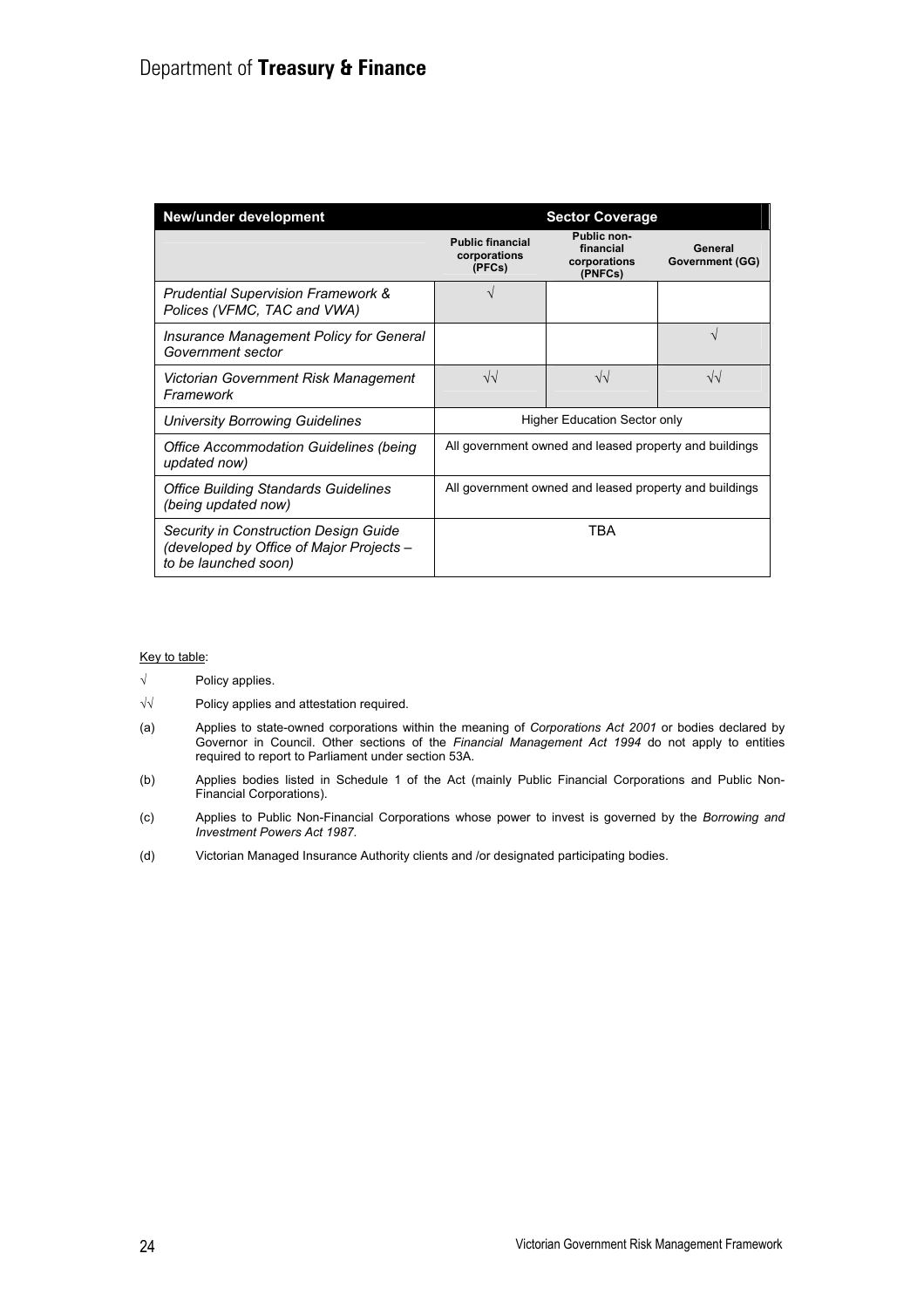| New/under development | Sector Coverage | | |
|---|---|---|---|
| | Public financial corporations (PFCs) | Public non-financial corporations (PNFCs) | General Government (GG) |
| *Prudential Supervision Framework & Polices (VFMC, TAC and VWA)* | √ | | |
| *Insurance Management Policy for General Government sector* | | | √ |
| *Victorian Government Risk Management Framework* | √√ | √√ | √√ |
| *University Borrowing Guidelines* | Higher Education Sector only | | |
| *Office Accommodation Guidelines (being updated now)* | All government owned and leased property and buildings | | |
| *Office Building Standards Guidelines (being updated now)* | All government owned and leased property and buildings | | |
| *Security in Construction Design Guide (developed by Office of Major Projects – to be launched soon)* | TBA | | |

Key to table:

√ Policy applies.

√√ Policy applies and attestation required.

(a) Applies to state-owned corporations within the meaning of *Corporations Act 2001* or bodies declared by Governor in Council. Other sections of the *Financial Management Act 1994* do not apply to entities required to report to Parliament under section 53A.

(b) Applies bodies listed in Schedule 1 of the Act (mainly Public Financial Corporations and Public Non-Financial Corporations).

(c) Applies to Public Non-Financial Corporations whose power to invest is governed by the *Borrowing and Investment Powers Act 1987.*

(d) Victorian Managed Insurance Authority clients and /or designated participating bodies.